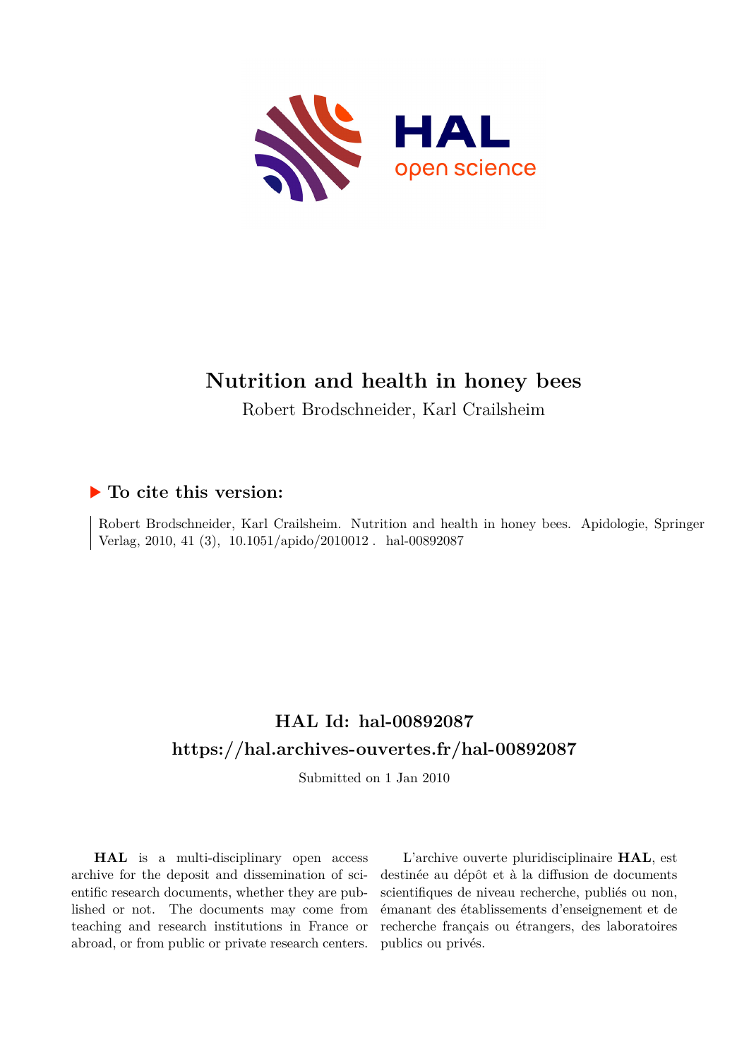# Nutrition and health in honey bees

Robert Brodschneider, Karl Crailsheim

## ▶ To cite this version:

Robert Brodschneider, Karl Crailsheim. Nutrition and health in honey bees. Apidologie, Springer Verlag, 2010, 41 (3), 10.1051/apido/2010012 . hal-00892087

## HAL Id: hal-00892087

## https://hal.archives-ouvertes.fr/hal-00892087

Submitted on 1 Jan 2010

**HAL** is a multi-disciplinary open access archive for the deposit and dissemination of scientific research documents, whether they are published or not. The documents may come from teaching and research institutions in France or abroad, or from public or private research centers.

L'archive ouverte pluridisciplinaire **HAL**, est destinée au dépôt et à la diffusion de documents scientifiques de niveau recherche, publiés ou non, émanant des établissements d'enseignement et de recherche français ou étrangers, des laboratoires publics ou privés.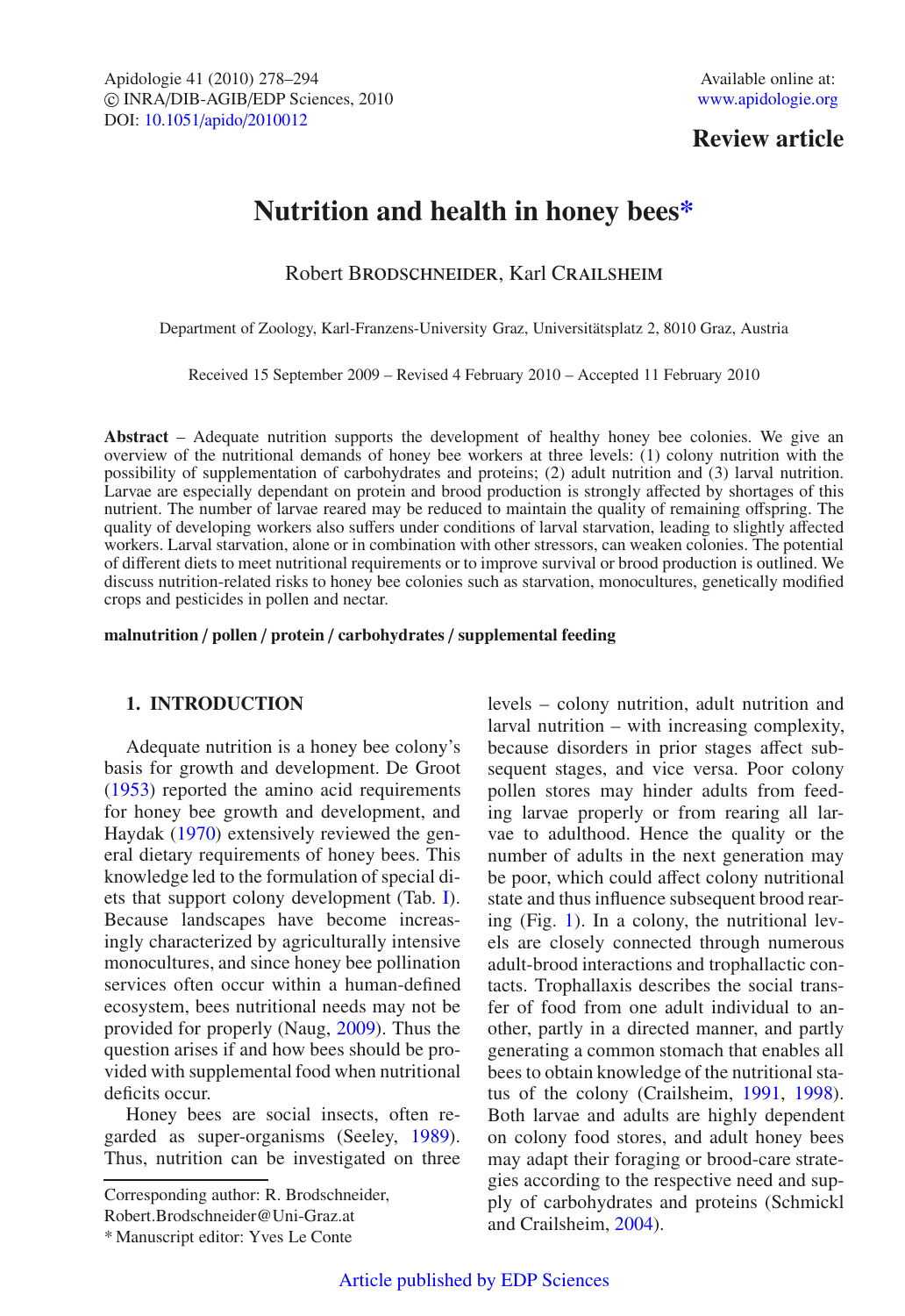Review article

# Nutrition and health in honey bees*

Robert Brodschneider, Karl Crailsheim

Department of Zoology, Karl-Franzens-University Graz, Universitätsplatz 2, 8010 Graz, Austria

Received 15 September 2009 – Revised 4 February 2010 – Accepted 11 February 2010

**Abstract** – Adequate nutrition supports the development of healthy honey bee colonies. We give an overview of the nutritional demands of honey bee workers at three levels: (1) colony nutrition with the possibility of supplementation of carbohydrates and proteins; (2) adult nutrition and (3) larval nutrition. Larvae are especially dependant on protein and brood production is strongly affected by shortages of this nutrient. The number of larvae reared may be reduced to maintain the quality of remaining offspring. The quality of developing workers also suffers under conditions of larval starvation, leading to slightly affected workers. Larval starvation, alone or in combination with other stressors, can weaken colonies. The potential of different diets to meet nutritional requirements or to improve survival or brood production is outlined. We discuss nutrition-related risks to honey bee colonies such as starvation, monocultures, genetically modified crops and pesticides in pollen and nectar.

**malnutrition / pollen / protein / carbohydrates / supplemental feeding**

## 1. INTRODUCTION

Adequate nutrition is a honey bee colony's basis for growth and development. De Groot (1953) reported the amino acid requirements for honey bee growth and development, and Haydak (1970) extensively reviewed the general dietary requirements of honey bees. This knowledge led to the formulation of special diets that support colony development (Tab. I). Because landscapes have become increasingly characterized by agriculturally intensive monocultures, and since honey bee pollination services often occur within a human-defined ecosystem, bees nutritional needs may not be provided for properly (Naug, 2009). Thus the question arises if and how bees should be provided with supplemental food when nutritional deficits occur.

Honey bees are social insects, often regarded as super-organisms (Seeley, 1989). Thus, nutrition can be investigated on three levels – colony nutrition, adult nutrition and larval nutrition – with increasing complexity, because disorders in prior stages affect subsequent stages, and vice versa. Poor colony pollen stores may hinder adults from feeding larvae properly or from rearing all larvae to adulthood. Hence the quality or the number of adults in the next generation may be poor, which could affect colony nutritional state and thus influence subsequent brood rearing (Fig. 1). In a colony, the nutritional levels are closely connected through numerous adult-brood interactions and trophallactic contacts. Trophallaxis describes the social transfer of food from one adult individual to another, partly in a directed manner, and partly generating a common stomach that enables all bees to obtain knowledge of the nutritional status of the colony (Crailsheim, 1991, 1998). Both larvae and adults are highly dependent on colony food stores, and adult honey bees may adapt their foraging or brood-care strategies according to the respective need and supply of carbohydrates and proteins (Schmickl and Crailsheim, 2004).

Corresponding author: R. Brodschneider,
Robert.Brodschneider@Uni-Graz.at

\* Manuscript editor: Yves Le Conte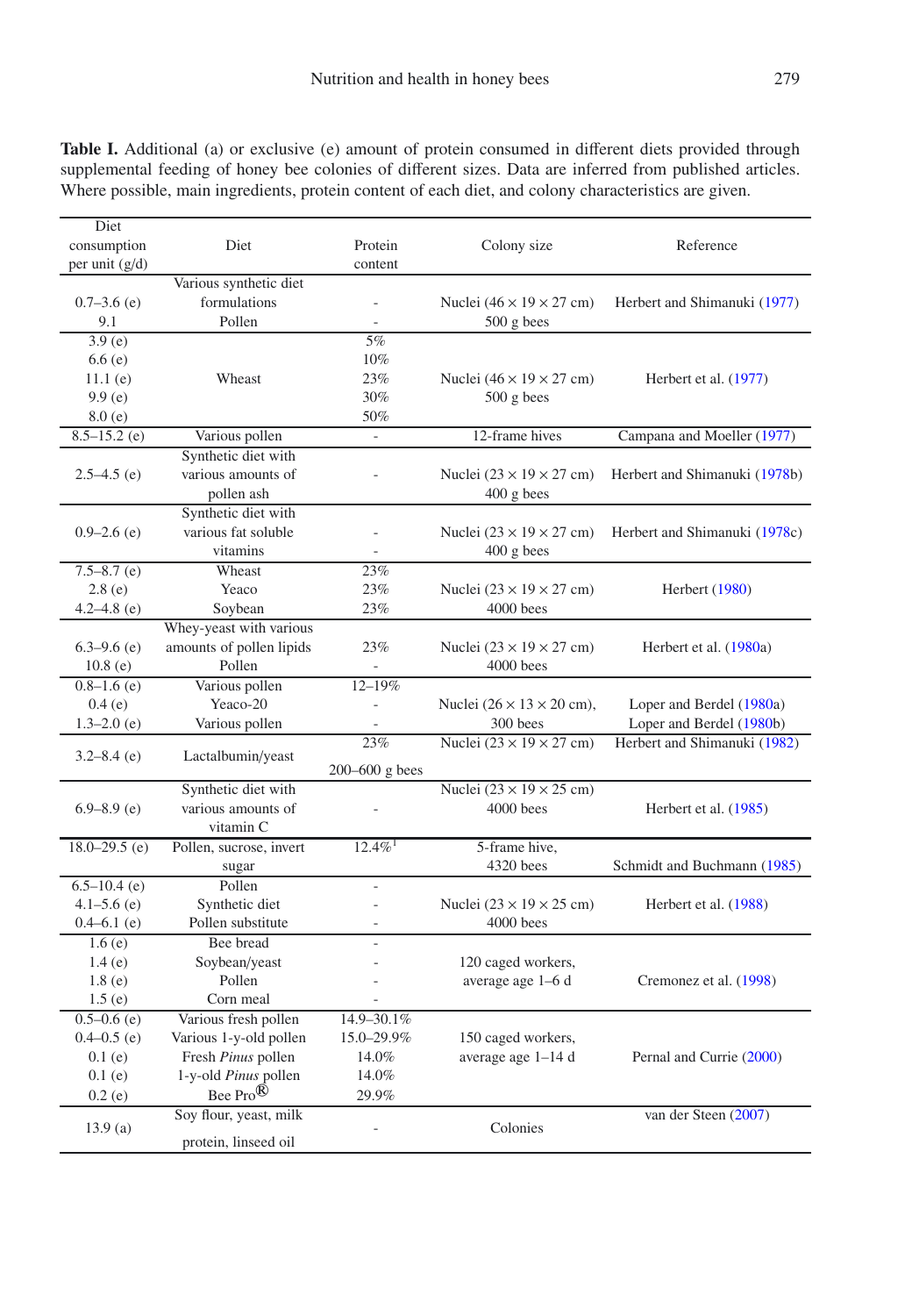**Table I.** Additional (a) or exclusive (e) amount of protein consumed in different diets provided through supplemental feeding of honey bee colonies of different sizes. Data are inferred from published articles. Where possible, main ingredients, protein content of each diet, and colony characteristics are given.

| Diet consumption per unit (g/d) | Diet | Protein content | Colony size | Reference |
|---|---|---|---|---|
| 0.7–3.6 (e) | Various synthetic diet formulations | - | Nuclei (46 × 19 × 27 cm) | Herbert and Shimanuki (1977) |
| 9.1 | Pollen | - | 500 g bees | |
| 3.9 (e) | Wheast | 5% | Nuclei (46 × 19 × 27 cm) 500 g bees | Herbert et al. (1977) |
| 6.6 (e) | | 10% | | |
| 11.1 (e) | | 23% | | |
| 9.9 (e) | | 30% | | |
| 8.0 (e) | | 50% | | |
| 8.5–15.2 (e) | Various pollen | - | 12-frame hives | Campana and Moeller (1977) |
| 2.5–4.5 (e) | Synthetic diet with various amounts of pollen ash | - | Nuclei (23 × 19 × 27 cm) 400 g bees | Herbert and Shimanuki (1978b) |
| 0.9–2.6 (e) | Synthetic diet with various fat soluble vitamins | - | Nuclei (23 × 19 × 27 cm) 400 g bees | Herbert and Shimanuki (1978c) |
| 7.5–8.7 (e) | Wheast | 23% | Nuclei (23 × 19 × 27 cm) 4000 bees | Herbert (1980) |
| 2.8 (e) | Yeaco | 23% | | |
| 4.2–4.8 (e) | Soybean | 23% | | |
| 6.3–9.6 (e) | Whey-yeast with various amounts of pollen lipids | 23% | Nuclei (23 × 19 × 27 cm) 4000 bees | Herbert et al. (1980a) |
| 10.8 (e) | Pollen | - | | |
| 0.8–1.6 (e) | Various pollen | 12–19% | Nuclei (26 × 13 × 20 cm), 300 bees | Loper and Berdel (1980a) |
| 0.4 (e) | Yeaco-20 | - | | Loper and Berdel (1980b) |
| 1.3–2.0 (e) | Various pollen | - | | |
| 3.2–8.4 (e) | Lactalbumin/yeast | 23% | Nuclei (23 × 19 × 27 cm) 200–600 g bees | Herbert and Shimanuki (1982) |
| 6.9–8.9 (e) | Synthetic diet with various amounts of vitamin C | - | Nuclei (23 × 19 × 25 cm) 4000 bees | Herbert et al. (1985) |
| 18.0–29.5 (e) | Pollen, sucrose, invert sugar | 12.4%[1] | 5-frame hive, 4320 bees | Schmidt and Buchmann (1985) |
| 6.5–10.4 (e) | Pollen | - | Nuclei (23 × 19 × 25 cm) 4000 bees | Herbert et al. (1988) |
| 4.1–5.6 (e) | Synthetic diet | - | | |
| 0.4–6.1 (e) | Pollen substitute | - | | |
| 1.6 (e) | Bee bread | - | 120 caged workers, average age 1–6 d | Cremonez et al. (1998) |
| 1.4 (e) | Soybean/yeast | - | | |
| 1.8 (e) | Pollen | - | | |
| 1.5 (e) | Corn meal | - | | |
| 0.5–0.6 (e) | Various fresh pollen | 14.9–30.1% | 150 caged workers, average age 1–14 d | Pernal and Currie (2000) |
| 0.4–0.5 (e) | Various 1-y-old pollen | 15.0–29.9% | | |
| 0.1 (e) | Fresh *Pinus* pollen | 14.0% | | |
| 0.1 (e) | 1-y-old *Pinus* pollen | 14.0% | | |
| 0.2 (e) | Bee Pro® | 29.9% | | |
| 13.9 (a) | Soy flour, yeast, milk protein, linseed oil | - | Colonies | van der Steen (2007) |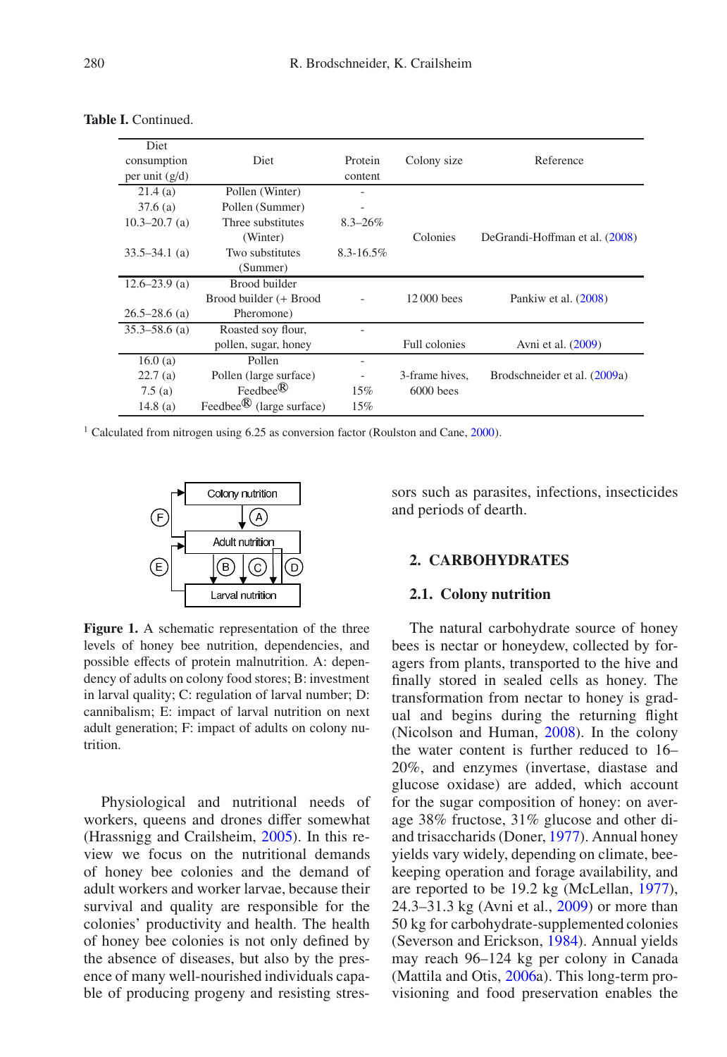**Table I.** Continued.

| Diet consumption per unit (g/d) | Diet | Protein content | Colony size | Reference |
|---|---|---|---|---|
| 21.4 (a) | Pollen (Winter) | - | Colonies | DeGrandi-Hoffman et al. (2008) |
| 37.6 (a) | Pollen (Summer) | - | | |
| 10.3–20.7 (a) | Three substitutes (Winter) | 8.3–26% | | |
| 33.5–34.1 (a) | Two substitutes (Summer) | 8.3-16.5% | | |
| 12.6–23.9 (a) | Brood builder | - | 12 000 bees | Pankiw et al. (2008) |
| 26.5–28.6 (a) | Brood builder (+ Brood Pheromone) | | | |
| 35.3–58.6 (a) | Roasted soy flour, pollen, sugar, honey | - | Full colonies | Avni et al. (2009) |
| 16.0 (a) | Pollen | - | 3-frame hives, 6000 bees | Brodschneider et al. (2009a) |
| 22.7 (a) | Pollen (large surface) | - | | |
| 7.5 (a) | Feedbee® | 15% | | |
| 14.8 (a) | Feedbee® (large surface) | 15% | | |

[1] Calculated from nitrogen using 6.25 as conversion factor (Roulston and Cane, 2000).

**Figure 1.** A schematic representation of the three levels of honey bee nutrition, dependencies, and possible effects of protein malnutrition. A: dependency of adults on colony food stores; B: investment in larval quality; C: regulation of larval number; D: cannibalism; E: impact of larval nutrition on next adult generation; F: impact of adults on colony nutrition.

Physiological and nutritional needs of workers, queens and drones differ somewhat (Hrassnigg and Crailsheim, 2005). In this review we focus on the nutritional demands of honey bee colonies and the demand of adult workers and worker larvae, because their survival and quality are responsible for the colonies' productivity and health. The health of honey bee colonies is not only defined by the absence of diseases, but also by the presence of many well-nourished individuals capable of producing progeny and resisting stressors such as parasites, infections, insecticides and periods of dearth.

## 2. CARBOHYDRATES

### 2.1. Colony nutrition

The natural carbohydrate source of honey bees is nectar or honeydew, collected by foragers from plants, transported to the hive and finally stored in sealed cells as honey. The transformation from nectar to honey is gradual and begins during the returning flight (Nicolson and Human, 2008). In the colony the water content is further reduced to 16–20%, and enzymes (invertase, diastase and glucose oxidase) are added, which account for the sugar composition of honey: on average 38% fructose, 31% glucose and other di- and trisaccharids (Doner, 1977). Annual honey yields vary widely, depending on climate, beekeeping operation and forage availability, and are reported to be 19.2 kg (McLellan, 1977), 24.3–31.3 kg (Avni et al., 2009) or more than 50 kg for carbohydrate-supplemented colonies (Severson and Erickson, 1984). Annual yields may reach 96–124 kg per colony in Canada (Mattila and Otis, 2006a). This long-term provisioning and food preservation enables the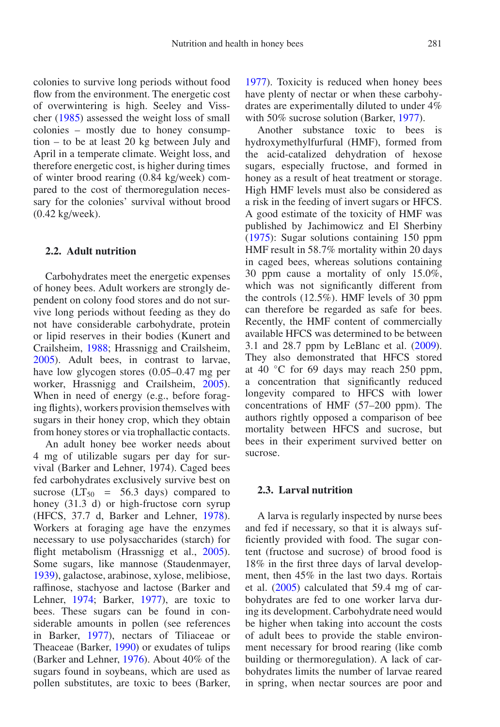colonies to survive long periods without food flow from the environment. The energetic cost of overwintering is high. Seeley and Visscher (1985) assessed the weight loss of small colonies – mostly due to honey consumption – to be at least 20 kg between July and April in a temperate climate. Weight loss, and therefore energetic cost, is higher during times of winter brood rearing (0.84 kg/week) compared to the cost of thermoregulation necessary for the colonies' survival without brood (0.42 kg/week).

### 2.2. Adult nutrition

Carbohydrates meet the energetic expenses of honey bees. Adult workers are strongly dependent on colony food stores and do not survive long periods without feeding as they do not have considerable carbohydrate, protein or lipid reserves in their bodies (Kunert and Crailsheim, 1988; Hrassnigg and Crailsheim, 2005). Adult bees, in contrast to larvae, have low glycogen stores (0.05–0.47 mg per worker, Hrassnigg and Crailsheim, 2005). When in need of energy (e.g., before foraging flights), workers provision themselves with sugars in their honey crop, which they obtain from honey stores or via trophallactic contacts.

An adult honey bee worker needs about 4 mg of utilizable sugars per day for survival (Barker and Lehner, 1974). Caged bees fed carbohydrates exclusively survive best on sucrose ($LT_{50}$ = 56.3 days) compared to honey (31.3 d) or high-fructose corn syrup (HFCS, 37.7 d, Barker and Lehner, 1978). Workers at foraging age have the enzymes necessary to use polysaccharides (starch) for flight metabolism (Hrassnigg et al., 2005). Some sugars, like mannose (Staudenmayer, 1939), galactose, arabinose, xylose, melibiose, raffinose, stachyose and lactose (Barker and Lehner, 1974; Barker, 1977), are toxic to bees. These sugars can be found in considerable amounts in pollen (see references in Barker, 1977), nectars of Tiliaceae or Theaceae (Barker, 1990) or exudates of tulips (Barker and Lehner, 1976). About 40% of the sugars found in soybeans, which are used as pollen substitutes, are toxic to bees (Barker, 1977). Toxicity is reduced when honey bees have plenty of nectar or when these carbohydrates are experimentally diluted to under 4% with 50% sucrose solution (Barker, 1977).

Another substance toxic to bees is hydroxymethylfurfural (HMF), formed from the acid-catalized dehydration of hexose sugars, especially fructose, and formed in honey as a result of heat treatment or storage. High HMF levels must also be considered as a risk in the feeding of invert sugars or HFCS. A good estimate of the toxicity of HMF was published by Jachimowicz and El Sherbiny (1975): Sugar solutions containing 150 ppm HMF result in 58.7% mortality within 20 days in caged bees, whereas solutions containing 30 ppm cause a mortality of only 15.0%, which was not significantly different from the controls (12.5%). HMF levels of 30 ppm can therefore be regarded as safe for bees. Recently, the HMF content of commercially available HFCS was determined to be between 3.1 and 28.7 ppm by LeBlanc et al. (2009). They also demonstrated that HFCS stored at 40 °C for 69 days may reach 250 ppm, a concentration that significantly reduced longevity compared to HFCS with lower concentrations of HMF (57–200 ppm). The authors rightly opposed a comparison of bee mortality between HFCS and sucrose, but bees in their experiment survived better on sucrose.

### 2.3. Larval nutrition

A larva is regularly inspected by nurse bees and fed if necessary, so that it is always sufficiently provided with food. The sugar content (fructose and sucrose) of brood food is 18% in the first three days of larval development, then 45% in the last two days. Rortais et al. (2005) calculated that 59.4 mg of carbohydrates are fed to one worker larva during its development. Carbohydrate need would be higher when taking into account the costs of adult bees to provide the stable environment necessary for brood rearing (like comb building or thermoregulation). A lack of carbohydrates limits the number of larvae reared in spring, when nectar sources are poor and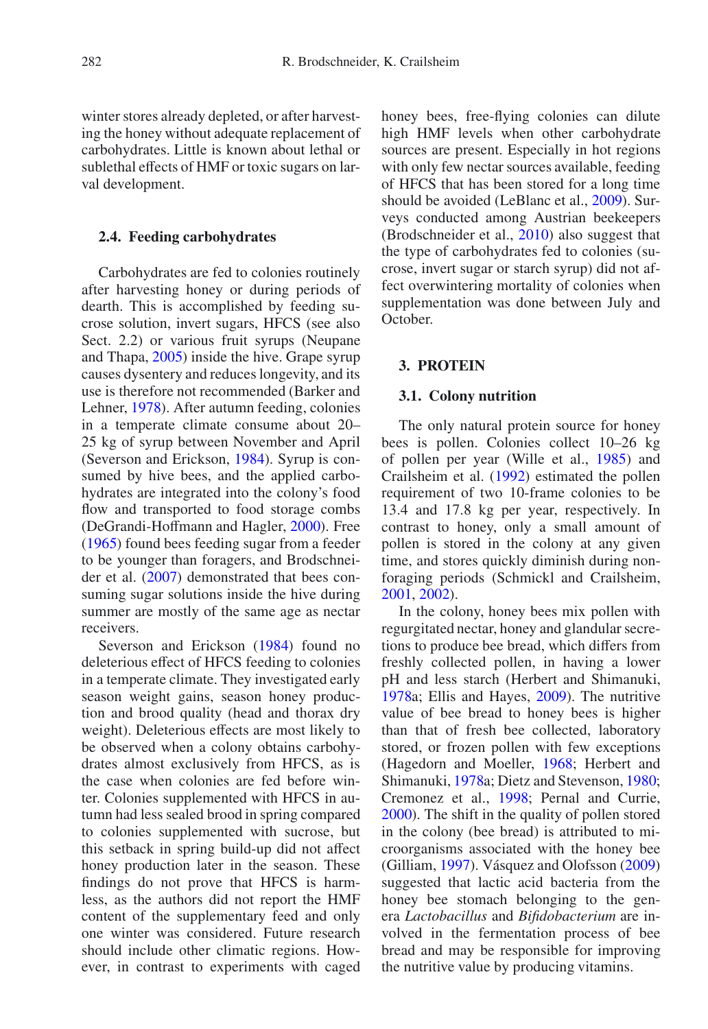winter stores already depleted, or after harvesting the honey without adequate replacement of carbohydrates. Little is known about lethal or sublethal effects of HMF or toxic sugars on larval development.

### 2.4. Feeding carbohydrates

Carbohydrates are fed to colonies routinely after harvesting honey or during periods of dearth. This is accomplished by feeding sucrose solution, invert sugars, HFCS (see also Sect. 2.2) or various fruit syrups (Neupane and Thapa, 2005) inside the hive. Grape syrup causes dysentery and reduces longevity, and its use is therefore not recommended (Barker and Lehner, 1978). After autumn feeding, colonies in a temperate climate consume about 20–25 kg of syrup between November and April (Severson and Erickson, 1984). Syrup is consumed by hive bees, and the applied carbohydrates are integrated into the colony's food flow and transported to food storage combs (DeGrandi-Hoffmann and Hagler, 2000). Free (1965) found bees feeding sugar from a feeder to be younger than foragers, and Brodschneider et al. (2007) demonstrated that bees consuming sugar solutions inside the hive during summer are mostly of the same age as nectar receivers.

Severson and Erickson (1984) found no deleterious effect of HFCS feeding to colonies in a temperate climate. They investigated early season weight gains, season honey production and brood quality (head and thorax dry weight). Deleterious effects are most likely to be observed when a colony obtains carbohydrates almost exclusively from HFCS, as is the case when colonies are fed before winter. Colonies supplemented with HFCS in autumn had less sealed brood in spring compared to colonies supplemented with sucrose, but this setback in spring build-up did not affect honey production later in the season. These findings do not prove that HFCS is harmless, as the authors did not report the HMF content of the supplementary feed and only one winter was considered. Future research should include other climatic regions. However, in contrast to experiments with caged honey bees, free-flying colonies can dilute high HMF levels when other carbohydrate sources are present. Especially in hot regions with only few nectar sources available, feeding of HFCS that has been stored for a long time should be avoided (LeBlanc et al., 2009). Surveys conducted among Austrian beekeepers (Brodschneider et al., 2010) also suggest that the type of carbohydrates fed to colonies (sucrose, invert sugar or starch syrup) did not affect overwintering mortality of colonies when supplementation was done between July and October.

## 3. PROTEIN

### 3.1. Colony nutrition

The only natural protein source for honey bees is pollen. Colonies collect 10–26 kg of pollen per year (Wille et al., 1985) and Crailsheim et al. (1992) estimated the pollen requirement of two 10-frame colonies to be 13.4 and 17.8 kg per year, respectively. In contrast to honey, only a small amount of pollen is stored in the colony at any given time, and stores quickly diminish during non-foraging periods (Schmickl and Crailsheim, 2001, 2002).

In the colony, honey bees mix pollen with regurgitated nectar, honey and glandular secretions to produce bee bread, which differs from freshly collected pollen, in having a lower pH and less starch (Herbert and Shimanuki, 1978a; Ellis and Hayes, 2009). The nutritive value of bee bread to honey bees is higher than that of fresh bee collected, laboratory stored, or frozen pollen with few exceptions (Hagedorn and Moeller, 1968; Herbert and Shimanuki, 1978a; Dietz and Stevenson, 1980; Cremonez et al., 1998; Pernal and Currie, 2000). The shift in the quality of pollen stored in the colony (bee bread) is attributed to microorganisms associated with the honey bee (Gilliam, 1997). Vásquez and Olofsson (2009) suggested that lactic acid bacteria from the honey bee stomach belonging to the genera *Lactobacillus* and *Bifidobacterium* are involved in the fermentation process of bee bread and may be responsible for improving the nutritive value by producing vitamins.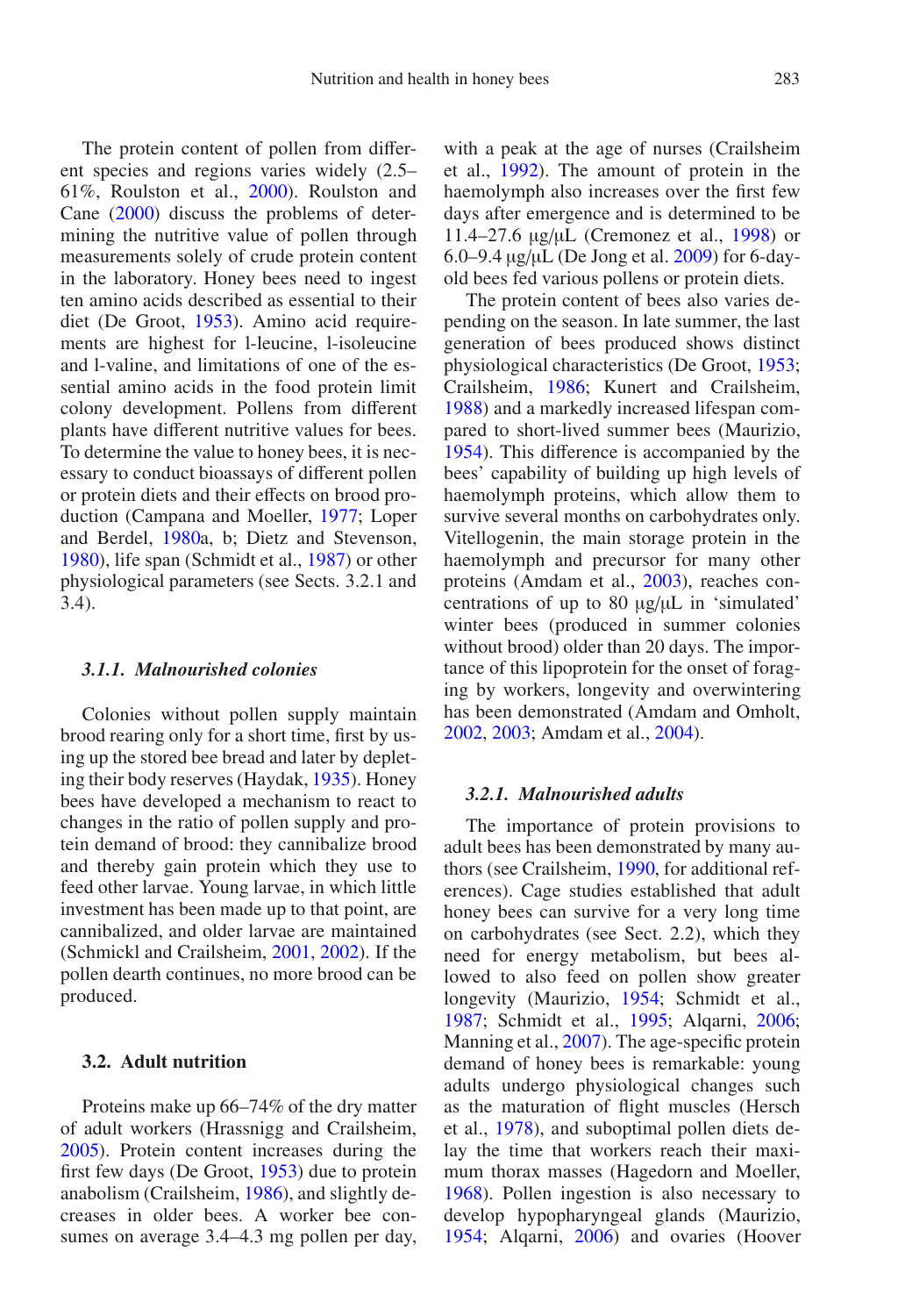The protein content of pollen from different species and regions varies widely (2.5–61%, Roulston et al., 2000). Roulston and Cane (2000) discuss the problems of determining the nutritive value of pollen through measurements solely of crude protein content in the laboratory. Honey bees need to ingest ten amino acids described as essential to their diet (De Groot, 1953). Amino acid requirements are highest for l-leucine, l-isoleucine and l-valine, and limitations of one of the essential amino acids in the food protein limit colony development. Pollens from different plants have different nutritive values for bees. To determine the value to honey bees, it is necessary to conduct bioassays of different pollen or protein diets and their effects on brood production (Campana and Moeller, 1977; Loper and Berdel, 1980a, b; Dietz and Stevenson, 1980), life span (Schmidt et al., 1987) or other physiological parameters (see Sects. 3.2.1 and 3.4).

#### *3.1.1. Malnourished colonies*

Colonies without pollen supply maintain brood rearing only for a short time, first by using up the stored bee bread and later by depleting their body reserves (Haydak, 1935). Honey bees have developed a mechanism to react to changes in the ratio of pollen supply and protein demand of brood: they cannibalize brood and thereby gain protein which they use to feed other larvae. Young larvae, in which little investment has been made up to that point, are cannibalized, and older larvae are maintained (Schmickl and Crailsheim, 2001, 2002). If the pollen dearth continues, no more brood can be produced.

### 3.2. Adult nutrition

Proteins make up 66–74% of the dry matter of adult workers (Hrassnigg and Crailsheim, 2005). Protein content increases during the first few days (De Groot, 1953) due to protein anabolism (Crailsheim, 1986), and slightly decreases in older bees. A worker bee consumes on average 3.4–4.3 mg pollen per day, with a peak at the age of nurses (Crailsheim et al., 1992). The amount of protein in the haemolymph also increases over the first few days after emergence and is determined to be 11.4–27.6 μg/μL (Cremonez et al., 1998) or 6.0–9.4 μg/μL (De Jong et al. 2009) for 6-day-old bees fed various pollens or protein diets.

The protein content of bees also varies depending on the season. In late summer, the last generation of bees produced shows distinct physiological characteristics (De Groot, 1953; Crailsheim, 1986; Kunert and Crailsheim, 1988) and a markedly increased lifespan compared to short-lived summer bees (Maurizio, 1954). This difference is accompanied by the bees' capability of building up high levels of haemolymph proteins, which allow them to survive several months on carbohydrates only. Vitellogenin, the main storage protein in the haemolymph and precursor for many other proteins (Amdam et al., 2003), reaches concentrations of up to 80 μg/μL in 'simulated' winter bees (produced in summer colonies without brood) older than 20 days. The importance of this lipoprotein for the onset of foraging by workers, longevity and overwintering has been demonstrated (Amdam and Omholt, 2002, 2003; Amdam et al., 2004).

#### *3.2.1. Malnourished adults*

The importance of protein provisions to adult bees has been demonstrated by many authors (see Crailsheim, 1990, for additional references). Cage studies established that adult honey bees can survive for a very long time on carbohydrates (see Sect. 2.2), which they need for energy metabolism, but bees allowed to also feed on pollen show greater longevity (Maurizio, 1954; Schmidt et al., 1987; Schmidt et al., 1995; Alqarni, 2006; Manning et al., 2007). The age-specific protein demand of honey bees is remarkable: young adults undergo physiological changes such as the maturation of flight muscles (Hersch et al., 1978), and suboptimal pollen diets delay the time that workers reach their maximum thorax masses (Hagedorn and Moeller, 1968). Pollen ingestion is also necessary to develop hypopharyngeal glands (Maurizio, 1954; Alqarni, 2006) and ovaries (Hoover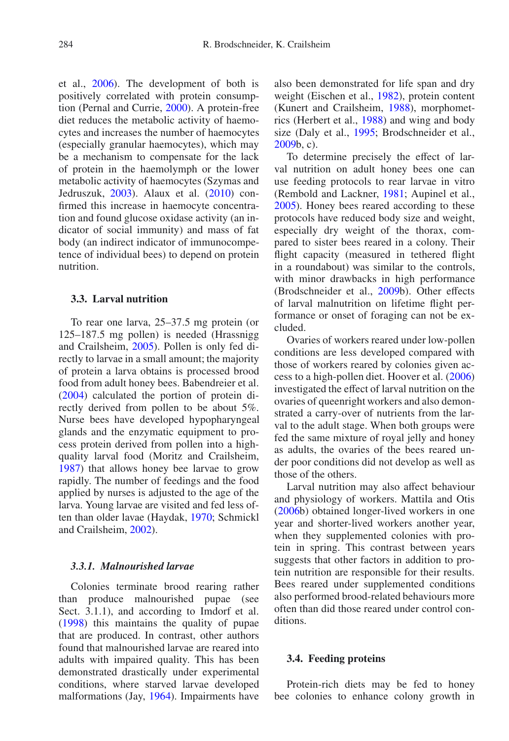et al., 2006). The development of both is positively correlated with protein consumption (Pernal and Currie, 2000). A protein-free diet reduces the metabolic activity of haemocytes and increases the number of haemocytes (especially granular haemocytes), which may be a mechanism to compensate for the lack of protein in the haemolymph or the lower metabolic activity of haemocytes (Szymas and Jedruszuk, 2003). Alaux et al. (2010) confirmed this increase in haemocyte concentration and found glucose oxidase activity (an indicator of social immunity) and mass of fat body (an indirect indicator of immunocompetence of individual bees) to depend on protein nutrition.

### 3.3. Larval nutrition

To rear one larva, 25–37.5 mg protein (or 125–187.5 mg pollen) is needed (Hrassnigg and Crailsheim, 2005). Pollen is only fed directly to larvae in a small amount; the majority of protein a larva obtains is processed brood food from adult honey bees. Babendreier et al. (2004) calculated the portion of protein directly derived from pollen to be about 5%. Nurse bees have developed hypopharyngeal glands and the enzymatic equipment to process protein derived from pollen into a high-quality larval food (Moritz and Crailsheim, 1987) that allows honey bee larvae to grow rapidly. The number of feedings and the food applied by nurses is adjusted to the age of the larva. Young larvae are visited and fed less often than older lavae (Haydak, 1970; Schmickl and Crailsheim, 2002).

#### *3.3.1. Malnourished larvae*

Colonies terminate brood rearing rather than produce malnourished pupae (see Sect. 3.1.1), and according to Imdorf et al. (1998) this maintains the quality of pupae that are produced. In contrast, other authors found that malnourished larvae are reared into adults with impaired quality. This has been demonstrated drastically under experimental conditions, where starved larvae developed malformations (Jay, 1964). Impairments have also been demonstrated for life span and dry weight (Eischen et al., 1982), protein content (Kunert and Crailsheim, 1988), morphometrics (Herbert et al., 1988) and wing and body size (Daly et al., 1995; Brodschneider et al., 2009b, c).

To determine precisely the effect of larval nutrition on adult honey bees one can use feeding protocols to rear larvae in vitro (Rembold and Lackner, 1981; Aupinel et al., 2005). Honey bees reared according to these protocols have reduced body size and weight, especially dry weight of the thorax, compared to sister bees reared in a colony. Their flight capacity (measured in tethered flight in a roundabout) was similar to the controls, with minor drawbacks in high performance (Brodschneider et al., 2009b). Other effects of larval malnutrition on lifetime flight performance or onset of foraging can not be excluded.

Ovaries of workers reared under low-pollen conditions are less developed compared with those of workers reared by colonies given access to a high-pollen diet. Hoover et al. (2006) investigated the effect of larval nutrition on the ovaries of queenright workers and also demonstrated a carry-over of nutrients from the larval to the adult stage. When both groups were fed the same mixture of royal jelly and honey as adults, the ovaries of the bees reared under poor conditions did not develop as well as those of the others.

Larval nutrition may also affect behaviour and physiology of workers. Mattila and Otis (2006b) obtained longer-lived workers in one year and shorter-lived workers another year, when they supplemented colonies with protein in spring. This contrast between years suggests that other factors in addition to protein nutrition are responsible for their results. Bees reared under supplemented conditions also performed brood-related behaviours more often than did those reared under control conditions.

### 3.4. Feeding proteins

Protein-rich diets may be fed to honey bee colonies to enhance colony growth in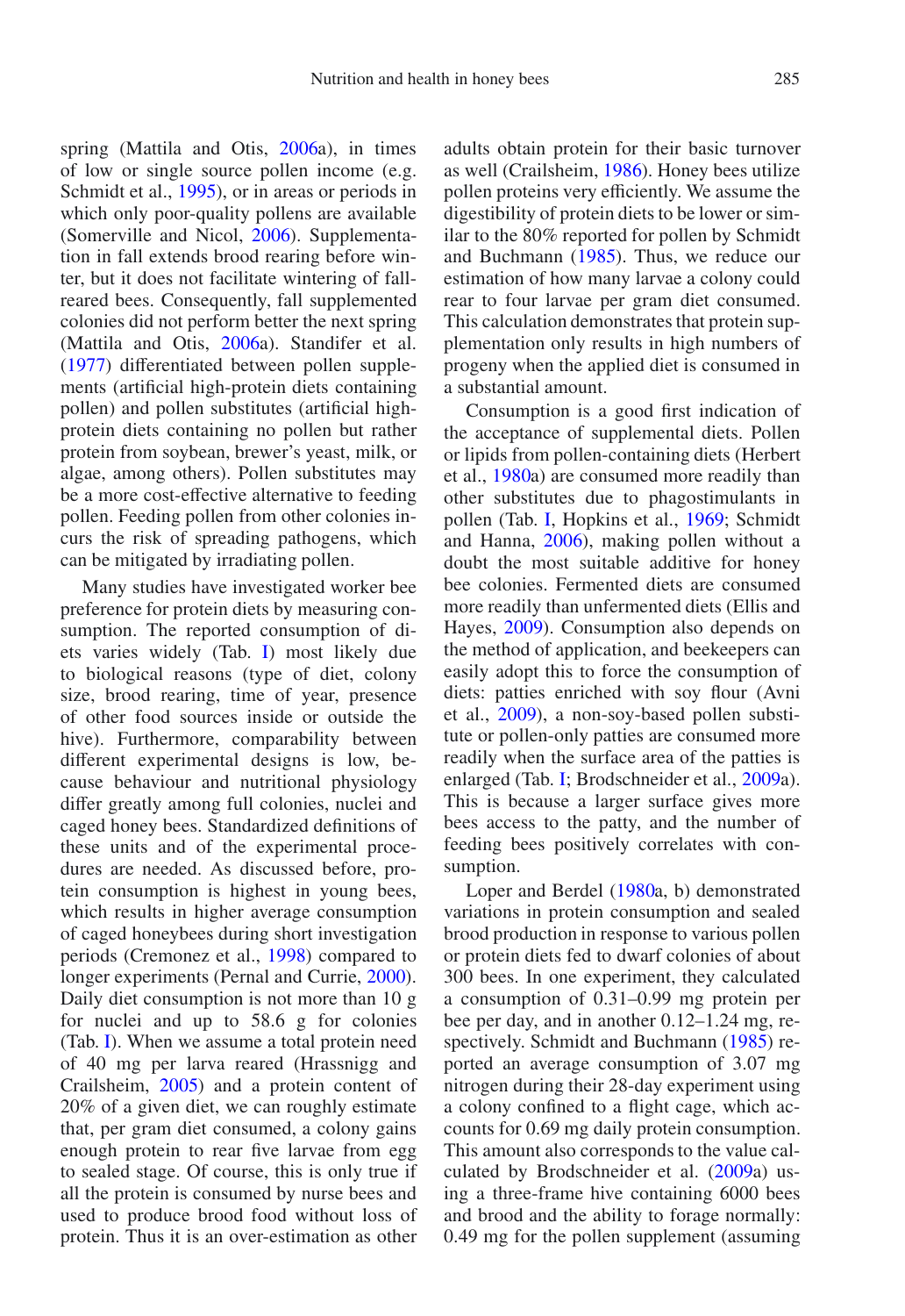spring (Mattila and Otis, 2006a), in times of low or single source pollen income (e.g. Schmidt et al., 1995), or in areas or periods in which only poor-quality pollens are available (Somerville and Nicol, 2006). Supplementation in fall extends brood rearing before winter, but it does not facilitate wintering of fall-reared bees. Consequently, fall supplemented colonies did not perform better the next spring (Mattila and Otis, 2006a). Standifer et al. (1977) differentiated between pollen supplements (artificial high-protein diets containing pollen) and pollen substitutes (artificial high-protein diets containing no pollen but rather protein from soybean, brewer's yeast, milk, or algae, among others). Pollen substitutes may be a more cost-effective alternative to feeding pollen. Feeding pollen from other colonies incurs the risk of spreading pathogens, which can be mitigated by irradiating pollen.

Many studies have investigated worker bee preference for protein diets by measuring consumption. The reported consumption of diets varies widely (Tab. I) most likely due to biological reasons (type of diet, colony size, brood rearing, time of year, presence of other food sources inside or outside the hive). Furthermore, comparability between different experimental designs is low, because behaviour and nutritional physiology differ greatly among full colonies, nuclei and caged honey bees. Standardized definitions of these units and of the experimental procedures are needed. As discussed before, protein consumption is highest in young bees, which results in higher average consumption of caged honeybees during short investigation periods (Cremonez et al., 1998) compared to longer experiments (Pernal and Currie, 2000). Daily diet consumption is not more than 10 g for nuclei and up to 58.6 g for colonies (Tab. I). When we assume a total protein need of 40 mg per larva reared (Hrassnigg and Crailsheim, 2005) and a protein content of 20% of a given diet, we can roughly estimate that, per gram diet consumed, a colony gains enough protein to rear five larvae from egg to sealed stage. Of course, this is only true if all the protein is consumed by nurse bees and used to produce brood food without loss of protein. Thus it is an over-estimation as other adults obtain protein for their basic turnover as well (Crailsheim, 1986). Honey bees utilize pollen proteins very efficiently. We assume the digestibility of protein diets to be lower or similar to the 80% reported for pollen by Schmidt and Buchmann (1985). Thus, we reduce our estimation of how many larvae a colony could rear to four larvae per gram diet consumed. This calculation demonstrates that protein supplementation only results in high numbers of progeny when the applied diet is consumed in a substantial amount.

Consumption is a good first indication of the acceptance of supplemental diets. Pollen or lipids from pollen-containing diets (Herbert et al., 1980a) are consumed more readily than other substitutes due to phagostimulants in pollen (Tab. I, Hopkins et al., 1969; Schmidt and Hanna, 2006), making pollen without a doubt the most suitable additive for honey bee colonies. Fermented diets are consumed more readily than unfermented diets (Ellis and Hayes, 2009). Consumption also depends on the method of application, and beekeepers can easily adopt this to force the consumption of diets: patties enriched with soy flour (Avni et al., 2009), a non-soy-based pollen substitute or pollen-only patties are consumed more readily when the surface area of the patties is enlarged (Tab. I; Brodschneider et al., 2009a). This is because a larger surface gives more bees access to the patty, and the number of feeding bees positively correlates with consumption.

Loper and Berdel (1980a, b) demonstrated variations in protein consumption and sealed brood production in response to various pollen or protein diets fed to dwarf colonies of about 300 bees. In one experiment, they calculated a consumption of 0.31–0.99 mg protein per bee per day, and in another 0.12–1.24 mg, respectively. Schmidt and Buchmann (1985) reported an average consumption of 3.07 mg nitrogen during their 28-day experiment using a colony confined to a flight cage, which accounts for 0.69 mg daily protein consumption. This amount also corresponds to the value calculated by Brodschneider et al. (2009a) using a three-frame hive containing 6000 bees and brood and the ability to forage normally: 0.49 mg for the pollen supplement (assuming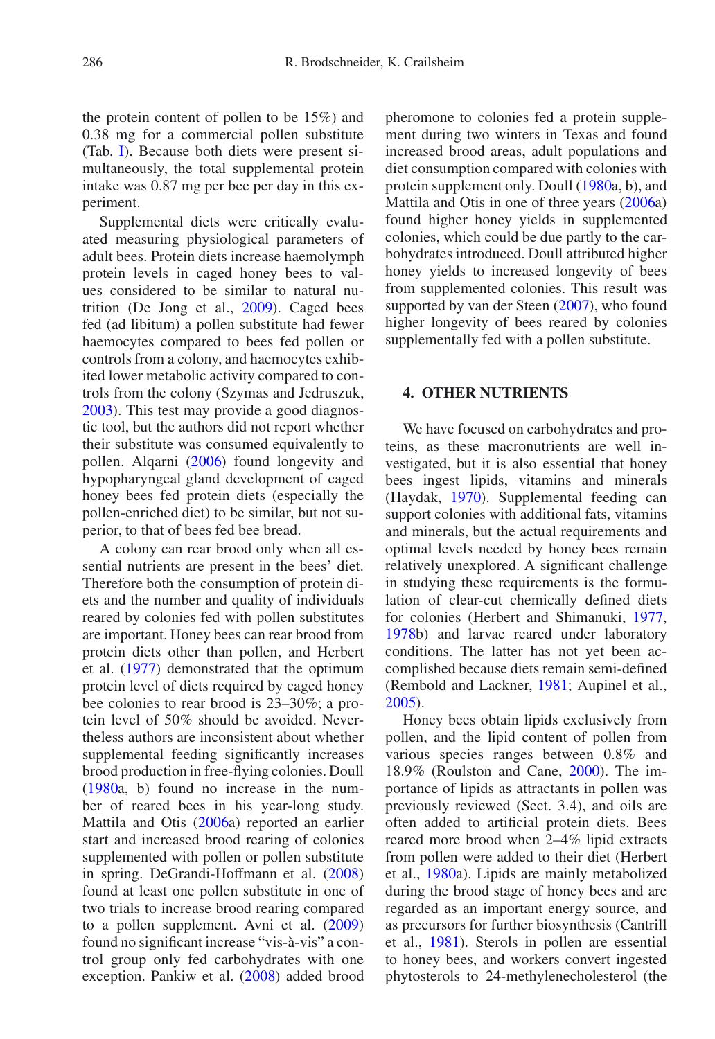the protein content of pollen to be 15%) and 0.38 mg for a commercial pollen substitute (Tab. I). Because both diets were present simultaneously, the total supplemental protein intake was 0.87 mg per bee per day in this experiment.

Supplemental diets were critically evaluated measuring physiological parameters of adult bees. Protein diets increase haemolymph protein levels in caged honey bees to values considered to be similar to natural nutrition (De Jong et al., 2009). Caged bees fed (ad libitum) a pollen substitute had fewer haemocytes compared to bees fed pollen or controls from a colony, and haemocytes exhibited lower metabolic activity compared to controls from the colony (Szymas and Jedruszuk, 2003). This test may provide a good diagnostic tool, but the authors did not report whether their substitute was consumed equivalently to pollen. Alqarni (2006) found longevity and hypopharyngeal gland development of caged honey bees fed protein diets (especially the pollen-enriched diet) to be similar, but not superior, to that of bees fed bee bread.

A colony can rear brood only when all essential nutrients are present in the bees' diet. Therefore both the consumption of protein diets and the number and quality of individuals reared by colonies fed with pollen substitutes are important. Honey bees can rear brood from protein diets other than pollen, and Herbert et al. (1977) demonstrated that the optimum protein level of diets required by caged honey bee colonies to rear brood is 23–30%; a protein level of 50% should be avoided. Nevertheless authors are inconsistent about whether supplemental feeding significantly increases brood production in free-flying colonies. Doull (1980a, b) found no increase in the number of reared bees in his year-long study. Mattila and Otis (2006a) reported an earlier start and increased brood rearing of colonies supplemented with pollen or pollen substitute in spring. DeGrandi-Hoffmann et al. (2008) found at least one pollen substitute in one of two trials to increase brood rearing compared to a pollen supplement. Avni et al. (2009) found no significant increase "vis-à-vis" a control group only fed carbohydrates with one exception. Pankiw et al. (2008) added brood pheromone to colonies fed a protein supplement during two winters in Texas and found increased brood areas, adult populations and diet consumption compared with colonies with protein supplement only. Doull (1980a, b), and Mattila and Otis in one of three years (2006a) found higher honey yields in supplemented colonies, which could be due partly to the carbohydrates introduced. Doull attributed higher honey yields to increased longevity of bees from supplemented colonies. This result was supported by van der Steen (2007), who found higher longevity of bees reared by colonies supplementally fed with a pollen substitute.

## 4. OTHER NUTRIENTS

We have focused on carbohydrates and proteins, as these macronutrients are well investigated, but it is also essential that honey bees ingest lipids, vitamins and minerals (Haydak, 1970). Supplemental feeding can support colonies with additional fats, vitamins and minerals, but the actual requirements and optimal levels needed by honey bees remain relatively unexplored. A significant challenge in studying these requirements is the formulation of clear-cut chemically defined diets for colonies (Herbert and Shimanuki, 1977, 1978b) and larvae reared under laboratory conditions. The latter has not yet been accomplished because diets remain semi-defined (Rembold and Lackner, 1981; Aupinel et al., 2005).

Honey bees obtain lipids exclusively from pollen, and the lipid content of pollen from various species ranges between 0.8% and 18.9% (Roulston and Cane, 2000). The importance of lipids as attractants in pollen was previously reviewed (Sect. 3.4), and oils are often added to artificial protein diets. Bees reared more brood when 2–4% lipid extracts from pollen were added to their diet (Herbert et al., 1980a). Lipids are mainly metabolized during the brood stage of honey bees and are regarded as an important energy source, and as precursors for further biosynthesis (Cantrill et al., 1981). Sterols in pollen are essential to honey bees, and workers convert ingested phytosterols to 24-methylenecholesterol (the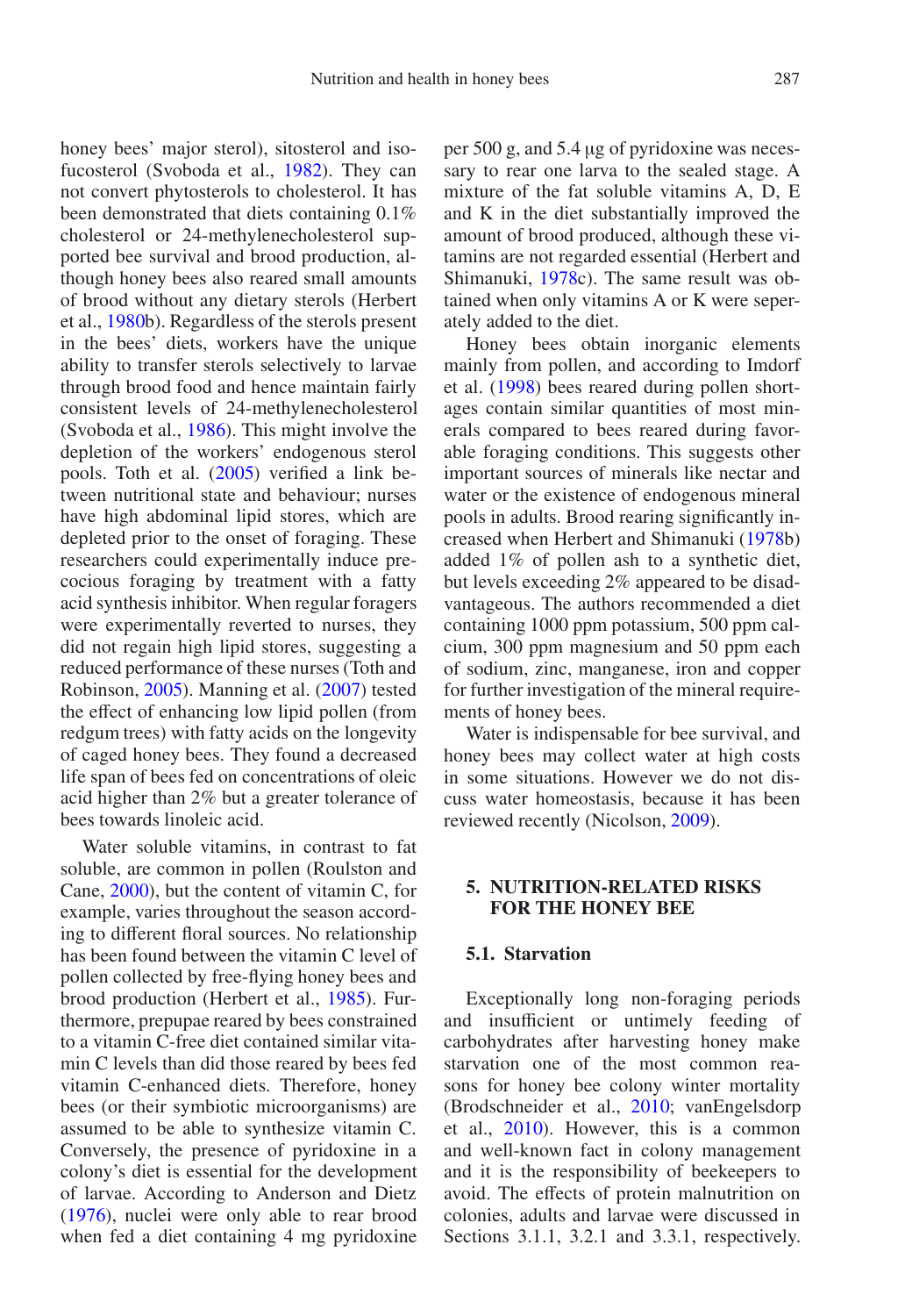honey bees' major sterol), sitosterol and isofucosterol (Svoboda et al., 1982). They can not convert phytosterols to cholesterol. It has been demonstrated that diets containing 0.1% cholesterol or 24-methylenecholesterol supported bee survival and brood production, although honey bees also reared small amounts of brood without any dietary sterols (Herbert et al., 1980b). Regardless of the sterols present in the bees' diets, workers have the unique ability to transfer sterols selectively to larvae through brood food and hence maintain fairly consistent levels of 24-methylenecholesterol (Svoboda et al., 1986). This might involve the depletion of the workers' endogenous sterol pools. Toth et al. (2005) verified a link between nutritional state and behaviour; nurses have high abdominal lipid stores, which are depleted prior to the onset of foraging. These researchers could experimentally induce precocious foraging by treatment with a fatty acid synthesis inhibitor. When regular foragers were experimentally reverted to nurses, they did not regain high lipid stores, suggesting a reduced performance of these nurses (Toth and Robinson, 2005). Manning et al. (2007) tested the effect of enhancing low lipid pollen (from redgum trees) with fatty acids on the longevity of caged honey bees. They found a decreased life span of bees fed on concentrations of oleic acid higher than 2% but a greater tolerance of bees towards linoleic acid.

Water soluble vitamins, in contrast to fat soluble, are common in pollen (Roulston and Cane, 2000), but the content of vitamin C, for example, varies throughout the season according to different floral sources. No relationship has been found between the vitamin C level of pollen collected by free-flying honey bees and brood production (Herbert et al., 1985). Furthermore, prepupae reared by bees constrained to a vitamin C-free diet contained similar vitamin C levels than did those reared by bees fed vitamin C-enhanced diets. Therefore, honey bees (or their symbiotic microorganisms) are assumed to be able to synthesize vitamin C. Conversely, the presence of pyridoxine in a colony's diet is essential for the development of larvae. According to Anderson and Dietz (1976), nuclei were only able to rear brood when fed a diet containing 4 mg pyridoxine per 500 g, and 5.4 μg of pyridoxine was necessary to rear one larva to the sealed stage. A mixture of the fat soluble vitamins A, D, E and K in the diet substantially improved the amount of brood produced, although these vitamins are not regarded essential (Herbert and Shimanuki, 1978c). The same result was obtained when only vitamins A or K were seperately added to the diet.

Honey bees obtain inorganic elements mainly from pollen, and according to Imdorf et al. (1998) bees reared during pollen shortages contain similar quantities of most minerals compared to bees reared during favorable foraging conditions. This suggests other important sources of minerals like nectar and water or the existence of endogenous mineral pools in adults. Brood rearing significantly increased when Herbert and Shimanuki (1978b) added 1% of pollen ash to a synthetic diet, but levels exceeding 2% appeared to be disadvantageous. The authors recommended a diet containing 1000 ppm potassium, 500 ppm calcium, 300 ppm magnesium and 50 ppm each of sodium, zinc, manganese, iron and copper for further investigation of the mineral requirements of honey bees.

Water is indispensable for bee survival, and honey bees may collect water at high costs in some situations. However we do not discuss water homeostasis, because it has been reviewed recently (Nicolson, 2009).

## 5. NUTRITION-RELATED RISKS FOR THE HONEY BEE

### 5.1. Starvation

Exceptionally long non-foraging periods and insufficient or untimely feeding of carbohydrates after harvesting honey make starvation one of the most common reasons for honey bee colony winter mortality (Brodschneider et al., 2010; vanEngelsdorp et al., 2010). However, this is a common and well-known fact in colony management and it is the responsibility of beekeepers to avoid. The effects of protein malnutrition on colonies, adults and larvae were discussed in Sections 3.1.1, 3.2.1 and 3.3.1, respectively.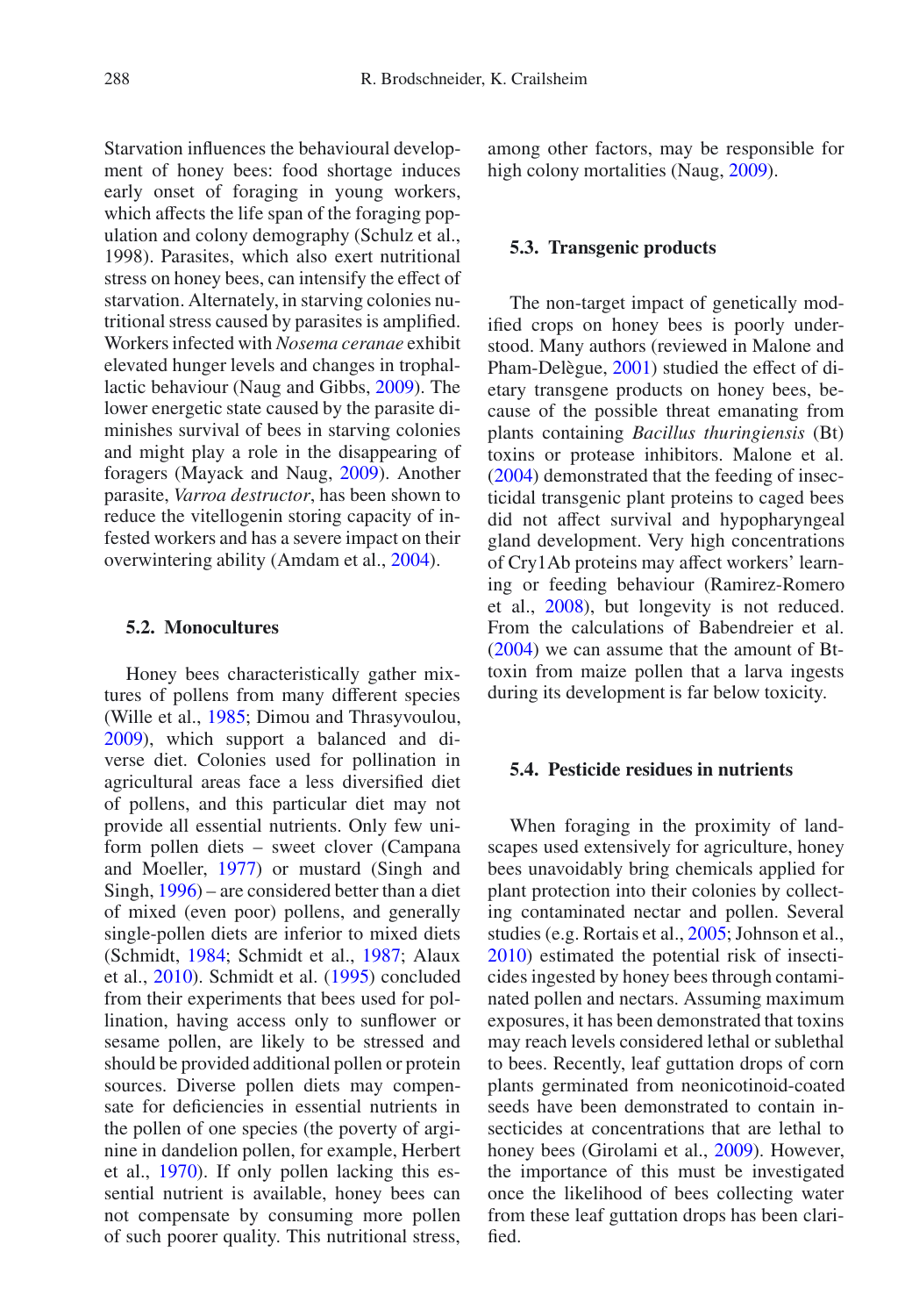Starvation influences the behavioural development of honey bees: food shortage induces early onset of foraging in young workers, which affects the life span of the foraging population and colony demography (Schulz et al., 1998). Parasites, which also exert nutritional stress on honey bees, can intensify the effect of starvation. Alternately, in starving colonies nutritional stress caused by parasites is amplified. Workers infected with *Nosema ceranae* exhibit elevated hunger levels and changes in trophallactic behaviour (Naug and Gibbs, 2009). The lower energetic state caused by the parasite diminishes survival of bees in starving colonies and might play a role in the disappearing of foragers (Mayack and Naug, 2009). Another parasite, *Varroa destructor*, has been shown to reduce the vitellogenin storing capacity of infested workers and has a severe impact on their overwintering ability (Amdam et al., 2004).

### 5.2. Monocultures

Honey bees characteristically gather mixtures of pollens from many different species (Wille et al., 1985; Dimou and Thrasyvoulou, 2009), which support a balanced and diverse diet. Colonies used for pollination in agricultural areas face a less diversified diet of pollens, and this particular diet may not provide all essential nutrients. Only few uniform pollen diets – sweet clover (Campana and Moeller, 1977) or mustard (Singh and Singh, 1996) – are considered better than a diet of mixed (even poor) pollens, and generally single-pollen diets are inferior to mixed diets (Schmidt, 1984; Schmidt et al., 1987; Alaux et al., 2010). Schmidt et al. (1995) concluded from their experiments that bees used for pollination, having access only to sunflower or sesame pollen, are likely to be stressed and should be provided additional pollen or protein sources. Diverse pollen diets may compensate for deficiencies in essential nutrients in the pollen of one species (the poverty of arginine in dandelion pollen, for example, Herbert et al., 1970). If only pollen lacking this essential nutrient is available, honey bees can not compensate by consuming more pollen of such poorer quality. This nutritional stress, among other factors, may be responsible for high colony mortalities (Naug, 2009).

### 5.3. Transgenic products

The non-target impact of genetically modified crops on honey bees is poorly understood. Many authors (reviewed in Malone and Pham-Delègue, 2001) studied the effect of dietary transgene products on honey bees, because of the possible threat emanating from plants containing *Bacillus thuringiensis* (Bt) toxins or protease inhibitors. Malone et al. (2004) demonstrated that the feeding of insecticidal transgenic plant proteins to caged bees did not affect survival and hypopharyngeal gland development. Very high concentrations of Cry1Ab proteins may affect workers' learning or feeding behaviour (Ramirez-Romero et al., 2008), but longevity is not reduced. From the calculations of Babendreier et al. (2004) we can assume that the amount of Bt-toxin from maize pollen that a larva ingests during its development is far below toxicity.

### 5.4. Pesticide residues in nutrients

When foraging in the proximity of landscapes used extensively for agriculture, honey bees unavoidably bring chemicals applied for plant protection into their colonies by collecting contaminated nectar and pollen. Several studies (e.g. Rortais et al., 2005; Johnson et al., 2010) estimated the potential risk of insecticides ingested by honey bees through contaminated pollen and nectars. Assuming maximum exposures, it has been demonstrated that toxins may reach levels considered lethal or sublethal to bees. Recently, leaf guttation drops of corn plants germinated from neonicotinoid-coated seeds have been demonstrated to contain insecticides at concentrations that are lethal to honey bees (Girolami et al., 2009). However, the importance of this must be investigated once the likelihood of bees collecting water from these leaf guttation drops has been clarified.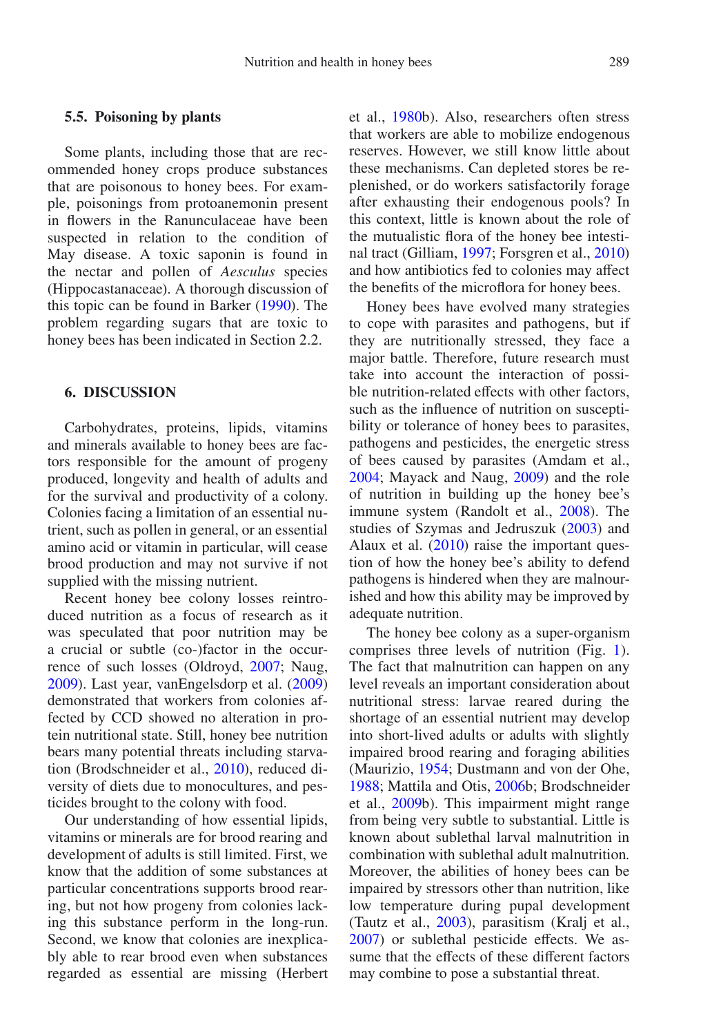### 5.5. Poisoning by plants

Some plants, including those that are recommended honey crops produce substances that are poisonous to honey bees. For example, poisonings from protoanemonin present in flowers in the Ranunculaceae have been suspected in relation to the condition of May disease. A toxic saponin is found in the nectar and pollen of *Aesculus* species (Hippocastanaceae). A thorough discussion of this topic can be found in Barker (1990). The problem regarding sugars that are toxic to honey bees has been indicated in Section 2.2.

## 6. DISCUSSION

Carbohydrates, proteins, lipids, vitamins and minerals available to honey bees are factors responsible for the amount of progeny produced, longevity and health of adults and for the survival and productivity of a colony. Colonies facing a limitation of an essential nutrient, such as pollen in general, or an essential amino acid or vitamin in particular, will cease brood production and may not survive if not supplied with the missing nutrient.

Recent honey bee colony losses reintroduced nutrition as a focus of research as it was speculated that poor nutrition may be a crucial or subtle (co-)factor in the occurrence of such losses (Oldroyd, 2007; Naug, 2009). Last year, vanEngelsdorp et al. (2009) demonstrated that workers from colonies affected by CCD showed no alteration in protein nutritional state. Still, honey bee nutrition bears many potential threats including starvation (Brodschneider et al., 2010), reduced diversity of diets due to monocultures, and pesticides brought to the colony with food.

Our understanding of how essential lipids, vitamins or minerals are for brood rearing and development of adults is still limited. First, we know that the addition of some substances at particular concentrations supports brood rearing, but not how progeny from colonies lacking this substance perform in the long-run. Second, we know that colonies are inexplicably able to rear brood even when substances regarded as essential are missing (Herbert et al., 1980b). Also, researchers often stress that workers are able to mobilize endogenous reserves. However, we still know little about these mechanisms. Can depleted stores be replenished, or do workers satisfactorily forage after exhausting their endogenous pools? In this context, little is known about the role of the mutualistic flora of the honey bee intestinal tract (Gilliam, 1997; Forsgren et al., 2010) and how antibiotics fed to colonies may affect the benefits of the microflora for honey bees.

Honey bees have evolved many strategies to cope with parasites and pathogens, but if they are nutritionally stressed, they face a major battle. Therefore, future research must take into account the interaction of possible nutrition-related effects with other factors, such as the influence of nutrition on susceptibility or tolerance of honey bees to parasites, pathogens and pesticides, the energetic stress of bees caused by parasites (Amdam et al., 2004; Mayack and Naug, 2009) and the role of nutrition in building up the honey bee's immune system (Randolt et al., 2008). The studies of Szymas and Jedruszuk (2003) and Alaux et al. (2010) raise the important question of how the honey bee's ability to defend pathogens is hindered when they are malnourished and how this ability may be improved by adequate nutrition.

The honey bee colony as a super-organism comprises three levels of nutrition (Fig. 1). The fact that malnutrition can happen on any level reveals an important consideration about nutritional stress: larvae reared during the shortage of an essential nutrient may develop into short-lived adults or adults with slightly impaired brood rearing and foraging abilities (Maurizio, 1954; Dustmann and von der Ohe, 1988; Mattila and Otis, 2006b; Brodschneider et al., 2009b). This impairment might range from being very subtle to substantial. Little is known about sublethal larval malnutrition in combination with sublethal adult malnutrition. Moreover, the abilities of honey bees can be impaired by stressors other than nutrition, like low temperature during pupal development (Tautz et al., 2003), parasitism (Kralj et al., 2007) or sublethal pesticide effects. We assume that the effects of these different factors may combine to pose a substantial threat.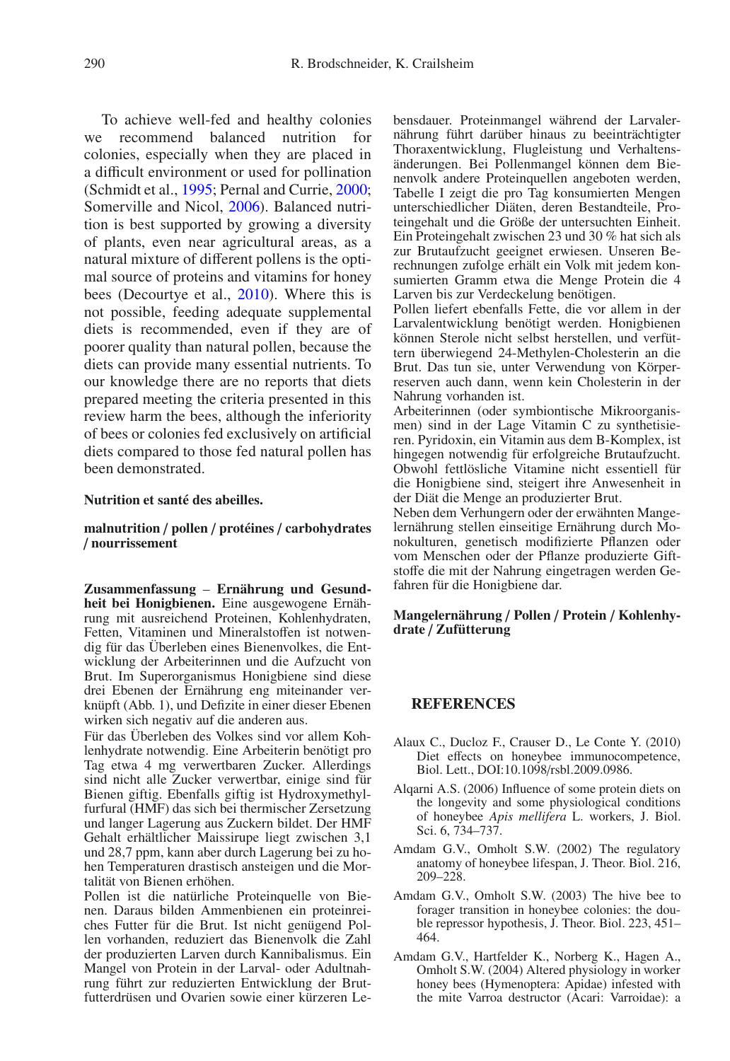To achieve well-fed and healthy colonies we recommend balanced nutrition for colonies, especially when they are placed in a difficult environment or used for pollination (Schmidt et al., 1995; Pernal and Currie, 2000; Somerville and Nicol, 2006). Balanced nutrition is best supported by growing a diversity of plants, even near agricultural areas, as a natural mixture of different pollens is the optimal source of proteins and vitamins for honey bees (Decourtye et al., 2010). Where this is not possible, feeding adequate supplemental diets is recommended, even if they are of poorer quality than natural pollen, because the diets can provide many essential nutrients. To our knowledge there are no reports that diets prepared meeting the criteria presented in this review harm the bees, although the inferiority of bees or colonies fed exclusively on artificial diets compared to those fed natural pollen has been demonstrated.

**Nutrition et santé des abeilles.**

**malnutrition / pollen / protéines / carbohydrates / nourrissement**

**Zusammenfassung** – **Ernährung und Gesundheit bei Honigbienen.** Eine ausgewogene Ernährung mit ausreichend Proteinen, Kohlenhydraten, Fetten, Vitaminen und Mineralstoffen ist notwendig für das Überleben eines Bienenvolkes, die Entwicklung der Arbeiterinnen und die Aufzucht von Brut. Im Superorganismus Honigbiene sind diese drei Ebenen der Ernährung eng miteinander verknüpft (Abb. 1), und Defizite in einer dieser Ebenen wirken sich negativ auf die anderen aus.

Für das Überleben des Volkes sind vor allem Kohlenhydrate notwendig. Eine Arbeiterin benötigt pro Tag etwa 4 mg verwertbaren Zucker. Allerdings sind nicht alle Zucker verwertbar, einige sind für Bienen giftig. Ebenfalls giftig ist Hydroxymethylfurfural (HMF) das sich bei thermischer Zersetzung und langer Lagerung aus Zuckern bildet. Der HMF Gehalt erhältlicher Maissirupe liegt zwischen 3,1 und 28,7 ppm, kann aber durch Lagerung bei zu hohen Temperaturen drastisch ansteigen und die Mortalität von Bienen erhöhen.

Pollen ist die natürliche Proteinquelle von Bienen. Daraus bilden Ammenbienen ein proteinreiches Futter für die Brut. Ist nicht genügend Pollen vorhanden, reduziert das Bienenvolk die Zahl der produzierten Larven durch Kannibalismus. Ein Mangel von Protein in der Larval- oder Adultnahrung führt zur reduzierten Entwicklung der Brutfutterdrüsen und Ovarien sowie einer kürzeren Lebensdauer. Proteinmangel während der Larvalernährung führt darüber hinaus zu beeinträchtigter Thoraxentwicklung, Flugleistung und Verhaltensänderungen. Bei Pollenmangel können dem Bienenvolk andere Proteinquellen angeboten werden, Tabelle I zeigt die pro Tag konsumierten Mengen unterschiedlicher Diäten, deren Bestandteile, Proteingehalt und die Größe der untersuchten Einheit. Ein Proteingehalt zwischen 23 und 30 % hat sich als zur Brutaufzucht geeignet erwiesen. Unseren Berechnungen zufolge erhält ein Volk mit jedem konsumierten Gramm etwa die Menge Protein die 4 Larven bis zur Verdeckelung benötigen.

Pollen liefert ebenfalls Fette, die vor allem in der Larvalentwicklung benötigt werden. Honigbienen können Sterole nicht selbst herstellen, und verfüttern überwiegend 24-Methylen-Cholesterin an die Brut. Das tun sie, unter Verwendung von Körperreserven auch dann, wenn kein Cholesterin in der Nahrung vorhanden ist.

Arbeiterinnen (oder symbiontische Mikroorganismen) sind in der Lage Vitamin C zu synthetisieren. Pyridoxin, ein Vitamin aus dem B-Komplex, ist hingegen notwendig für erfolgreiche Brutaufzucht. Obwohl fettlösliche Vitamine nicht essentiell für die Honigbiene sind, steigert ihre Anwesenheit in der Diät die Menge an produzierter Brut.

Neben dem Verhungern oder der erwähnten Mangelernährung stellen einseitige Ernährung durch Monokulturen, genetisch modifizierte Pflanzen oder vom Menschen oder der Pflanze produzierte Giftstoffe die mit der Nahrung eingetragen werden Gefahren für die Honigbiene dar.

**Mangelernährung / Pollen / Protein / Kohlenhydrate / Zufütterung**

## REFERENCES

Alaux C., Ducloz F., Crauser D., Le Conte Y. (2010) Diet effects on honeybee immunocompetence, Biol. Lett., DOI:10.1098/rsbl.2009.0986.

Alqarni A.S. (2006) Influence of some protein diets on the longevity and some physiological conditions of honeybee *Apis mellifera* L. workers, J. Biol. Sci. 6, 734–737.

Amdam G.V., Omholt S.W. (2002) The regulatory anatomy of honeybee lifespan, J. Theor. Biol. 216, 209–228.

Amdam G.V., Omholt S.W. (2003) The hive bee to forager transition in honeybee colonies: the double repressor hypothesis, J. Theor. Biol. 223, 451–464.

Amdam G.V., Hartfelder K., Norberg K., Hagen A., Omholt S.W. (2004) Altered physiology in worker honey bees (Hymenoptera: Apidae) infested with the mite Varroa destructor (Acari: Varroidae): a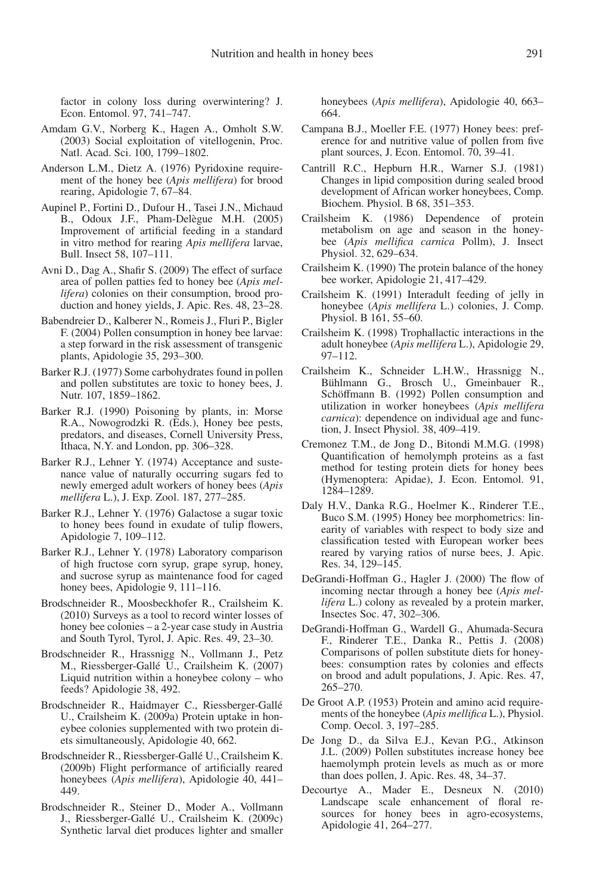factor in colony loss during overwintering? J. Econ. Entomol. 97, 741–747.

Amdam G.V., Norberg K., Hagen A., Omholt S.W. (2003) Social exploitation of vitellogenin, Proc. Natl. Acad. Sci. 100, 1799–1802.

Anderson L.M., Dietz A. (1976) Pyridoxine requirement of the honey bee (*Apis mellifera*) for brood rearing, Apidologie 7, 67–84.

Aupinel P., Fortini D., Dufour H., Tasei J.N., Michaud B., Odoux J.F., Pham-Delègue M.H. (2005) Improvement of artificial feeding in a standard in vitro method for rearing *Apis mellifera* larvae, Bull. Insect 58, 107–111.

Avni D., Dag A., Shafir S. (2009) The effect of surface area of pollen patties fed to honey bee (*Apis mellifera*) colonies on their consumption, brood production and honey yields, J. Apic. Res. 48, 23–28.

Babendreier D., Kalberer N., Romeis J., Fluri P., Bigler F. (2004) Pollen consumption in honey bee larvae: a step forward in the risk assessment of transgenic plants, Apidologie 35, 293–300.

Barker R.J. (1977) Some carbohydrates found in pollen and pollen substitutes are toxic to honey bees, J. Nutr. 107, 1859–1862.

Barker R.J. (1990) Poisoning by plants, in: Morse R.A., Nowogrodzki R. (Eds.), Honey bee pests, predators, and diseases, Cornell University Press, Ithaca, N.Y. and London, pp. 306–328.

Barker R.J., Lehner Y. (1974) Acceptance and sustenance value of naturally occurring sugars fed to newly emerged adult workers of honey bees (*Apis mellifera* L.), J. Exp. Zool. 187, 277–285.

Barker R.J., Lehner Y. (1976) Galactose a sugar toxic to honey bees found in exudate of tulip flowers, Apidologie 7, 109–112.

Barker R.J., Lehner Y. (1978) Laboratory comparison of high fructose corn syrup, grape syrup, honey, and sucrose syrup as maintenance food for caged honey bees, Apidologie 9, 111–116.

Brodschneider R., Moosbeckhofer R., Crailsheim K. (2010) Surveys as a tool to record winter losses of honey bee colonies – a 2-year case study in Austria and South Tyrol, Tyrol, J. Apic. Res. 49, 23–30.

Brodschneider R., Hrassnigg N., Vollmann J., Petz M., Riessberger-Gallé U., Crailsheim K. (2007) Liquid nutrition within a honeybee colony – who feeds? Apidologie 38, 492.

Brodschneider R., Haidmayer C., Riessberger-Gallé U., Crailsheim K. (2009a) Protein uptake in honeybee colonies supplemented with two protein diets simultaneously, Apidologie 40, 662.

Brodschneider R., Riessberger-Gallé U., Crailsheim K. (2009b) Flight performance of artificially reared honeybees (*Apis mellifera*), Apidologie 40, 441–449.

Brodschneider R., Steiner D., Moder A., Vollmann J., Riessberger-Gallé U., Crailsheim K. (2009c) Synthetic larval diet produces lighter and smaller honeybees (*Apis mellifera*), Apidologie 40, 663–664.

Campana B.J., Moeller F.E. (1977) Honey bees: preference for and nutritive value of pollen from five plant sources, J. Econ. Entomol. 70, 39–41.

Cantrill R.C., Hepburn H.R., Warner S.J. (1981) Changes in lipid composition during sealed brood development of African worker honeybees, Comp. Biochem. Physiol. B 68, 351–353.

Crailsheim K. (1986) Dependence of protein metabolism on age and season in the honeybee (*Apis mellifica carnica* Pollm), J. Insect Physiol. 32, 629–634.

Crailsheim K. (1990) The protein balance of the honey bee worker, Apidologie 21, 417–429.

Crailsheim K. (1991) Interadult feeding of jelly in honeybee (*Apis mellifera* L.) colonies, J. Comp. Physiol. B 161, 55–60.

Crailsheim K. (1998) Trophallactic interactions in the adult honeybee (*Apis mellifera* L.), Apidologie 29, 97–112.

Crailsheim K., Schneider L.H.W., Hrassnigg N., Bühlmann G., Brosch U., Gmeinbauer R., Schöffmann B. (1992) Pollen consumption and utilization in worker honeybees (*Apis mellifera carnica*): dependence on individual age and function, J. Insect Physiol. 38, 409–419.

Cremonez T.M., de Jong D., Bitondi M.M.G. (1998) Quantification of hemolymph proteins as a fast method for testing protein diets for honey bees (Hymenoptera: Apidae), J. Econ. Entomol. 91, 1284–1289.

Daly H.V., Danka R.G., Hoelmer K., Rinderer T.E., Buco S.M. (1995) Honey bee morphometrics: linearity of variables with respect to body size and classification tested with European worker bees reared by varying ratios of nurse bees, J. Apic. Res. 34, 129–145.

DeGrandi-Hoffman G., Hagler J. (2000) The flow of incoming nectar through a honey bee (*Apis mellifera* L.) colony as revealed by a protein marker, Insectes Soc. 47, 302–306.

DeGrandi-Hoffman G., Wardell G., Ahumada-Secura F., Rinderer T.E., Danka R., Pettis J. (2008) Comparisons of pollen substitute diets for honeybees: consumption rates by colonies and effects on brood and adult populations, J. Apic. Res. 47, 265–270.

De Groot A.P. (1953) Protein and amino acid requirements of the honeybee (*Apis mellifica* L.), Physiol. Comp. Oecol. 3, 197–285.

De Jong D., da Silva E.J., Kevan P.G., Atkinson J.L. (2009) Pollen substitutes increase honey bee haemolymph protein levels as much as or more than does pollen, J. Apic. Res. 48, 34–37.

Decourtye A., Mader E., Desneux N. (2010) Landscape scale enhancement of floral resources for honey bees in agro-ecosystems, Apidologie 41, 264–277.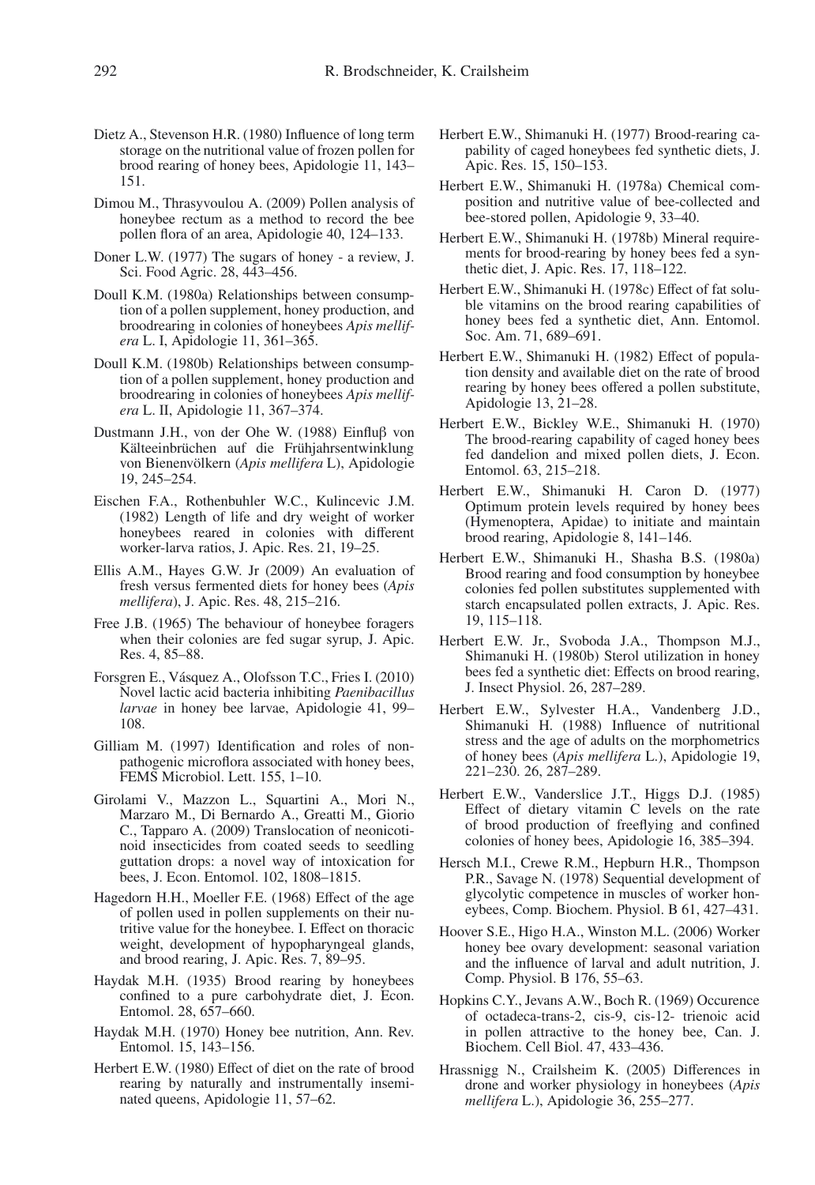Dietz A., Stevenson H.R. (1980) Influence of long term storage on the nutritional value of frozen pollen for brood rearing of honey bees, Apidologie 11, 143–151.

Dimou M., Thrasyvoulou A. (2009) Pollen analysis of honeybee rectum as a method to record the bee pollen flora of an area, Apidologie 40, 124–133.

Doner L.W. (1977) The sugars of honey - a review, J. Sci. Food Agric. 28, 443–456.

Doull K.M. (1980a) Relationships between consumption of a pollen supplement, honey production, and broodrearing in colonies of honeybees *Apis mellifera* L. I, Apidologie 11, 361–365.

Doull K.M. (1980b) Relationships between consumption of a pollen supplement, honey production and broodrearing in colonies of honeybees *Apis mellifera* L. II, Apidologie 11, 367–374.

Dustmann J.H., von der Ohe W. (1988) Einfluβ von Kälteeinbrüchen auf die Frühjahrsentwinklung von Bienenvölkern (*Apis mellifera* L), Apidologie 19, 245–254.

Eischen F.A., Rothenbuhler W.C., Kulincevic J.M. (1982) Length of life and dry weight of worker honeybees reared in colonies with different worker-larva ratios, J. Apic. Res. 21, 19–25.

Ellis A.M., Hayes G.W. Jr (2009) An evaluation of fresh versus fermented diets for honey bees (*Apis mellifera*), J. Apic. Res. 48, 215–216.

Free J.B. (1965) The behaviour of honeybee foragers when their colonies are fed sugar syrup, J. Apic. Res. 4, 85–88.

Forsgren E., Vásquez A., Olofsson T.C., Fries I. (2010) Novel lactic acid bacteria inhibiting *Paenibacillus larvae* in honey bee larvae, Apidologie 41, 99–108.

Gilliam M. (1997) Identification and roles of non-pathogenic microflora associated with honey bees, FEMS Microbiol. Lett. 155, 1–10.

Girolami V., Mazzon L., Squartini A., Mori N., Marzaro M., Di Bernardo A., Greatti M., Giorio C., Tapparo A. (2009) Translocation of neonicotinoid insecticides from coated seeds to seedling guttation drops: a novel way of intoxication for bees, J. Econ. Entomol. 102, 1808–1815.

Hagedorn H.H., Moeller F.E. (1968) Effect of the age of pollen used in pollen supplements on their nutritive value for the honeybee. I. Effect on thoracic weight, development of hypopharyngeal glands, and brood rearing, J. Apic. Res. 7, 89–95.

Haydak M.H. (1935) Brood rearing by honeybees confined to a pure carbohydrate diet, J. Econ. Entomol. 28, 657–660.

Haydak M.H. (1970) Honey bee nutrition, Ann. Rev. Entomol. 15, 143–156.

Herbert E.W. (1980) Effect of diet on the rate of brood rearing by naturally and instrumentally inseminated queens, Apidologie 11, 57–62.

Herbert E.W., Shimanuki H. (1977) Brood-rearing capability of caged honeybees fed synthetic diets, J. Apic. Res. 15, 150–153.

Herbert E.W., Shimanuki H. (1978a) Chemical composition and nutritive value of bee-collected and bee-stored pollen, Apidologie 9, 33–40.

Herbert E.W., Shimanuki H. (1978b) Mineral requirements for brood-rearing by honey bees fed a synthetic diet, J. Apic. Res. 17, 118–122.

Herbert E.W., Shimanuki H. (1978c) Effect of fat soluble vitamins on the brood rearing capabilities of honey bees fed a synthetic diet, Ann. Entomol. Soc. Am. 71, 689–691.

Herbert E.W., Shimanuki H. (1982) Effect of population density and available diet on the rate of brood rearing by honey bees offered a pollen substitute, Apidologie 13, 21–28.

Herbert E.W., Bickley W.E., Shimanuki H. (1970) The brood-rearing capability of caged honey bees fed dandelion and mixed pollen diets, J. Econ. Entomol. 63, 215–218.

Herbert E.W., Shimanuki H. Caron D. (1977) Optimum protein levels required by honey bees (Hymenoptera, Apidae) to initiate and maintain brood rearing, Apidologie 8, 141–146.

Herbert E.W., Shimanuki H., Shasha B.S. (1980a) Brood rearing and food consumption by honeybee colonies fed pollen substitutes supplemented with starch encapsulated pollen extracts, J. Apic. Res. 19, 115–118.

Herbert E.W. Jr., Svoboda J.A., Thompson M.J., Shimanuki H. (1980b) Sterol utilization in honey bees fed a synthetic diet: Effects on brood rearing, J. Insect Physiol. 26, 287–289.

Herbert E.W., Sylvester H.A., Vandenberg J.D., Shimanuki H. (1988) Influence of nutritional stress and the age of adults on the morphometrics of honey bees (*Apis mellifera* L.), Apidologie 19, 221–230. 26, 287–289.

Herbert E.W., Vanderslice J.T., Higgs D.J. (1985) Effect of dietary vitamin C levels on the rate of brood production of freeflying and confined colonies of honey bees, Apidologie 16, 385–394.

Hersch M.I., Crewe R.M., Hepburn H.R., Thompson P.R., Savage N. (1978) Sequential development of glycolytic competence in muscles of worker honeybees, Comp. Biochem. Physiol. B 61, 427–431.

Hoover S.E., Higo H.A., Winston M.L. (2006) Worker honey bee ovary development: seasonal variation and the influence of larval and adult nutrition, J. Comp. Physiol. B 176, 55–63.

Hopkins C.Y., Jevans A.W., Boch R. (1969) Occurence of octadeca-trans-2, cis-9, cis-12- trienoic acid in pollen attractive to the honey bee, Can. J. Biochem. Cell Biol. 47, 433–436.

Hrassnigg N., Crailsheim K. (2005) Differences in drone and worker physiology in honeybees (*Apis mellifera* L.), Apidologie 36, 255–277.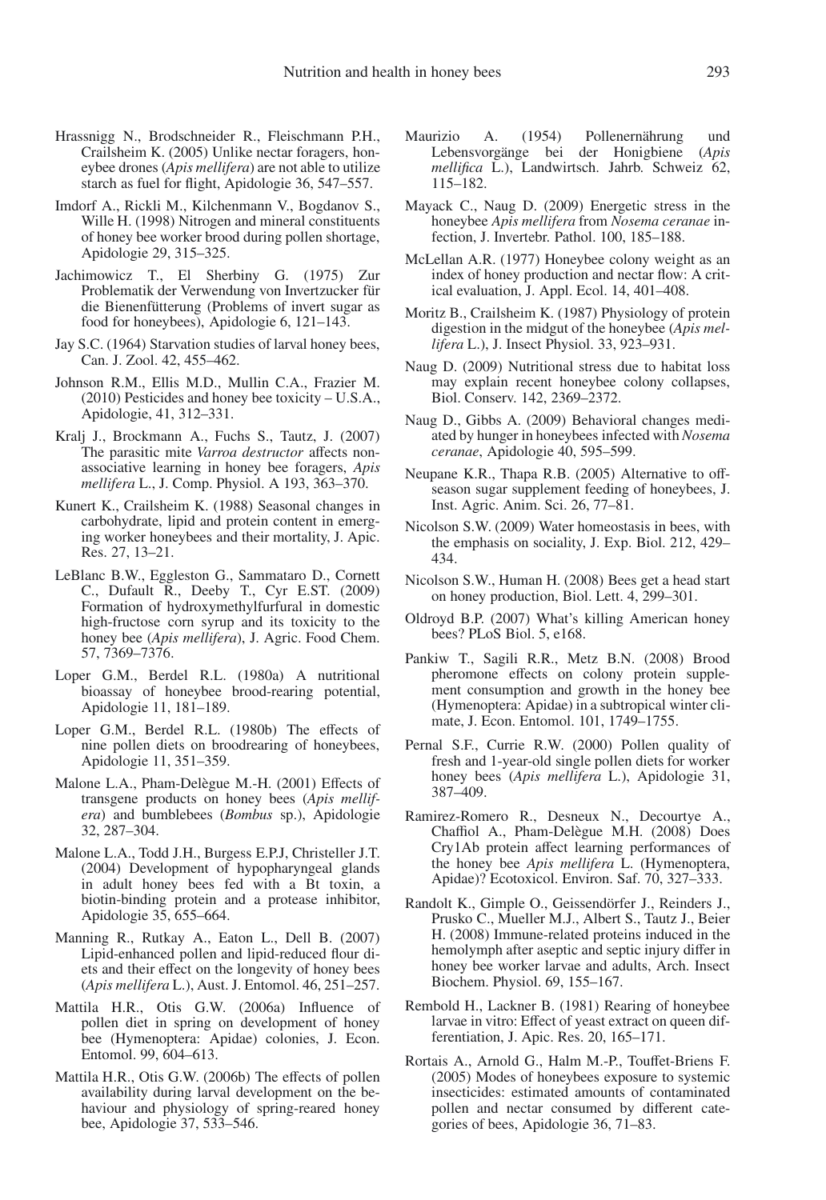Hrassnigg N., Brodschneider R., Fleischmann P.H., Crailsheim K. (2005) Unlike nectar foragers, honeybee drones (*Apis mellifera*) are not able to utilize starch as fuel for flight, Apidologie 36, 547–557.

Imdorf A., Rickli M., Kilchenmann V., Bogdanov S., Wille H. (1998) Nitrogen and mineral constituents of honey bee worker brood during pollen shortage, Apidologie 29, 315–325.

Jachimowicz T., El Sherbiny G. (1975) Zur Problematik der Verwendung von Invertzucker für die Bienenfütterung (Problems of invert sugar as food for honeybees), Apidologie 6, 121–143.

Jay S.C. (1964) Starvation studies of larval honey bees, Can. J. Zool. 42, 455–462.

Johnson R.M., Ellis M.D., Mullin C.A., Frazier M. (2010) Pesticides and honey bee toxicity – U.S.A., Apidologie, 41, 312–331.

Kralj J., Brockmann A., Fuchs S., Tautz, J. (2007) The parasitic mite *Varroa destructor* affects non-associative learning in honey bee foragers, *Apis mellifera* L., J. Comp. Physiol. A 193, 363–370.

Kunert K., Crailsheim K. (1988) Seasonal changes in carbohydrate, lipid and protein content in emerging worker honeybees and their mortality, J. Apic. Res. 27, 13–21.

LeBlanc B.W., Eggleston G., Sammataro D., Cornett C., Dufault R., Deeby T., Cyr E.ST. (2009) Formation of hydroxymethylfurfural in domestic high-fructose corn syrup and its toxicity to the honey bee (*Apis mellifera*), J. Agric. Food Chem. 57, 7369–7376.

Loper G.M., Berdel R.L. (1980a) A nutritional bioassay of honeybee brood-rearing potential, Apidologie 11, 181–189.

Loper G.M., Berdel R.L. (1980b) The effects of nine pollen diets on broodrearing of honeybees, Apidologie 11, 351–359.

Malone L.A., Pham-Delègue M.-H. (2001) Effects of transgene products on honey bees (*Apis mellifera*) and bumblebees (*Bombus* sp.), Apidologie 32, 287–304.

Malone L.A., Todd J.H., Burgess E.P.J, Christeller J.T. (2004) Development of hypopharyngeal glands in adult honey bees fed with a Bt toxin, a biotin-binding protein and a protease inhibitor, Apidologie 35, 655–664.

Manning R., Rutkay A., Eaton L., Dell B. (2007) Lipid-enhanced pollen and lipid-reduced flour diets and their effect on the longevity of honey bees (*Apis mellifera* L.), Aust. J. Entomol. 46, 251–257.

Mattila H.R., Otis G.W. (2006a) Influence of pollen diet in spring on development of honey bee (Hymenoptera: Apidae) colonies, J. Econ. Entomol. 99, 604–613.

Mattila H.R., Otis G.W. (2006b) The effects of pollen availability during larval development on the behaviour and physiology of spring-reared honey bee, Apidologie 37, 533–546.

Maurizio A. (1954) Pollenernährung und Lebensvorgänge bei der Honigbiene (*Apis mellifica* L.), Landwirtsch. Jahrb. Schweiz 62, 115–182.

Mayack C., Naug D. (2009) Energetic stress in the honeybee *Apis mellifera* from *Nosema ceranae* infection, J. Invertebr. Pathol. 100, 185–188.

McLellan A.R. (1977) Honeybee colony weight as an index of honey production and nectar flow: A critical evaluation, J. Appl. Ecol. 14, 401–408.

Moritz B., Crailsheim K. (1987) Physiology of protein digestion in the midgut of the honeybee (*Apis mellifera* L.), J. Insect Physiol. 33, 923–931.

Naug D. (2009) Nutritional stress due to habitat loss may explain recent honeybee colony collapses, Biol. Conserv. 142, 2369–2372.

Naug D., Gibbs A. (2009) Behavioral changes mediated by hunger in honeybees infected with *Nosema ceranae*, Apidologie 40, 595–599.

Neupane K.R., Thapa R.B. (2005) Alternative to off-season sugar supplement feeding of honeybees, J. Inst. Agric. Anim. Sci. 26, 77–81.

Nicolson S.W. (2009) Water homeostasis in bees, with the emphasis on sociality, J. Exp. Biol. 212, 429–434.

Nicolson S.W., Human H. (2008) Bees get a head start on honey production, Biol. Lett. 4, 299–301.

Oldroyd B.P. (2007) What's killing American honey bees? PLoS Biol. 5, e168.

Pankiw T., Sagili R.R., Metz B.N. (2008) Brood pheromone effects on colony protein supplement consumption and growth in the honey bee (Hymenoptera: Apidae) in a subtropical winter climate, J. Econ. Entomol. 101, 1749–1755.

Pernal S.F., Currie R.W. (2000) Pollen quality of fresh and 1-year-old single pollen diets for worker honey bees (*Apis mellifera* L.), Apidologie 31, 387–409.

Ramirez-Romero R., Desneux N., Decourtye A., Chaffiol A., Pham-Delègue M.H. (2008) Does Cry1Ab protein affect learning performances of the honey bee *Apis mellifera* L. (Hymenoptera, Apidae)? Ecotoxicol. Environ. Saf. 70, 327–333.

Randolt K., Gimple O., Geissendörfer J., Reinders J., Prusko C., Mueller M.J., Albert S., Tautz J., Beier H. (2008) Immune-related proteins induced in the hemolymph after aseptic and septic injury differ in honey bee worker larvae and adults, Arch. Insect Biochem. Physiol. 69, 155–167.

Rembold H., Lackner B. (1981) Rearing of honeybee larvae in vitro: Effect of yeast extract on queen differentiation, J. Apic. Res. 20, 165–171.

Rortais A., Arnold G., Halm M.-P., Touffet-Briens F. (2005) Modes of honeybees exposure to systemic insecticides: estimated amounts of contaminated pollen and nectar consumed by different categories of bees, Apidologie 36, 71–83.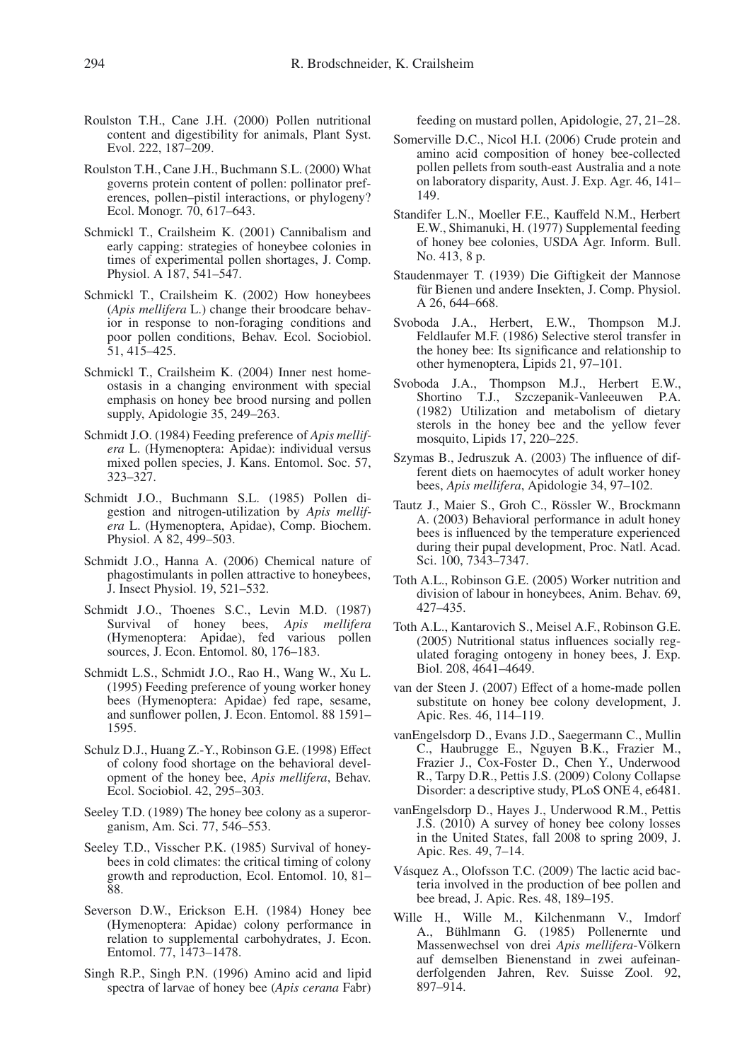Roulston T.H., Cane J.H. (2000) Pollen nutritional content and digestibility for animals, Plant Syst. Evol. 222, 187–209.

Roulston T.H., Cane J.H., Buchmann S.L. (2000) What governs protein content of pollen: pollinator preferences, pollen–pistil interactions, or phylogeny? Ecol. Monogr. 70, 617–643.

Schmickl T., Crailsheim K. (2001) Cannibalism and early capping: strategies of honeybee colonies in times of experimental pollen shortages, J. Comp. Physiol. A 187, 541–547.

Schmickl T., Crailsheim K. (2002) How honeybees (*Apis mellifera* L.) change their broodcare behavior in response to non-foraging conditions and poor pollen conditions, Behav. Ecol. Sociobiol. 51, 415–425.

Schmickl T., Crailsheim K. (2004) Inner nest homeostasis in a changing environment with special emphasis on honey bee brood nursing and pollen supply, Apidologie 35, 249–263.

Schmidt J.O. (1984) Feeding preference of *Apis mellifera* L. (Hymenoptera: Apidae): individual versus mixed pollen species, J. Kans. Entomol. Soc. 57, 323–327.

Schmidt J.O., Buchmann S.L. (1985) Pollen digestion and nitrogen-utilization by *Apis mellifera* L. (Hymenoptera, Apidae), Comp. Biochem. Physiol. A 82, 499–503.

Schmidt J.O., Hanna A. (2006) Chemical nature of phagostimulants in pollen attractive to honeybees, J. Insect Physiol. 19, 521–532.

Schmidt J.O., Thoenes S.C., Levin M.D. (1987) Survival of honey bees, *Apis mellifera* (Hymenoptera: Apidae), fed various pollen sources, J. Econ. Entomol. 80, 176–183.

Schmidt L.S., Schmidt J.O., Rao H., Wang W., Xu L. (1995) Feeding preference of young worker honey bees (Hymenoptera: Apidae) fed rape, sesame, and sunflower pollen, J. Econ. Entomol. 88 1591–1595.

Schulz D.J., Huang Z.-Y., Robinson G.E. (1998) Effect of colony food shortage on the behavioral development of the honey bee, *Apis mellifera*, Behav. Ecol. Sociobiol. 42, 295–303.

Seeley T.D. (1989) The honey bee colony as a superorganism, Am. Sci. 77, 546–553.

Seeley T.D., Visscher P.K. (1985) Survival of honeybees in cold climates: the critical timing of colony growth and reproduction, Ecol. Entomol. 10, 81–88.

Severson D.W., Erickson E.H. (1984) Honey bee (Hymenoptera: Apidae) colony performance in relation to supplemental carbohydrates, J. Econ. Entomol. 77, 1473–1478.

Singh R.P., Singh P.N. (1996) Amino acid and lipid spectra of larvae of honey bee (*Apis cerana* Fabr) feeding on mustard pollen, Apidologie, 27, 21–28.

Somerville D.C., Nicol H.I. (2006) Crude protein and amino acid composition of honey bee-collected pollen pellets from south-east Australia and a note on laboratory disparity, Aust. J. Exp. Agr. 46, 141–149.

Standifer L.N., Moeller F.E., Kauffeld N.M., Herbert E.W., Shimanuki, H. (1977) Supplemental feeding of honey bee colonies, USDA Agr. Inform. Bull. No. 413, 8 p.

Staudenmayer T. (1939) Die Giftigkeit der Mannose für Bienen und andere Insekten, J. Comp. Physiol. A 26, 644–668.

Svoboda J.A., Herbert, E.W., Thompson M.J. Feldlaufer M.F. (1986) Selective sterol transfer in the honey bee: Its significance and relationship to other hymenoptera, Lipids 21, 97–101.

Svoboda J.A., Thompson M.J., Herbert E.W., Shortino T.J., Szczepanik-Vanleeuwen P.A. (1982) Utilization and metabolism of dietary sterols in the honey bee and the yellow fever mosquito, Lipids 17, 220–225.

Szymas B., Jedruszuk A. (2003) The influence of different diets on haemocytes of adult worker honey bees, *Apis mellifera*, Apidologie 34, 97–102.

Tautz J., Maier S., Groh C., Rössler W., Brockmann A. (2003) Behavioral performance in adult honey bees is influenced by the temperature experienced during their pupal development, Proc. Natl. Acad. Sci. 100, 7343–7347.

Toth A.L., Robinson G.E. (2005) Worker nutrition and division of labour in honeybees, Anim. Behav. 69, 427–435.

Toth A.L., Kantarovich S., Meisel A.F., Robinson G.E. (2005) Nutritional status influences socially regulated foraging ontogeny in honey bees, J. Exp. Biol. 208, 4641–4649.

van der Steen J. (2007) Effect of a home-made pollen substitute on honey bee colony development, J. Apic. Res. 46, 114–119.

vanEngelsdorp D., Evans J.D., Saegermann C., Mullin C., Haubrugge E., Nguyen B.K., Frazier M., Frazier J., Cox-Foster D., Chen Y., Underwood R., Tarpy D.R., Pettis J.S. (2009) Colony Collapse Disorder: a descriptive study, PLoS ONE 4, e6481.

vanEngelsdorp D., Hayes J., Underwood R.M., Pettis J.S. (2010) A survey of honey bee colony losses in the United States, fall 2008 to spring 2009, J. Apic. Res. 49, 7–14.

Vásquez A., Olofsson T.C. (2009) The lactic acid bacteria involved in the production of bee pollen and bee bread, J. Apic. Res. 48, 189–195.

Wille H., Wille M., Kilchenmann V., Imdorf A., Bühlmann G. (1985) Pollenernte und Massenwechsel von drei *Apis mellifera*-Völkern auf demselben Bienenstand in zwei aufeinanderfolgenden Jahren, Rev. Suisse Zool. 92, 897–914.